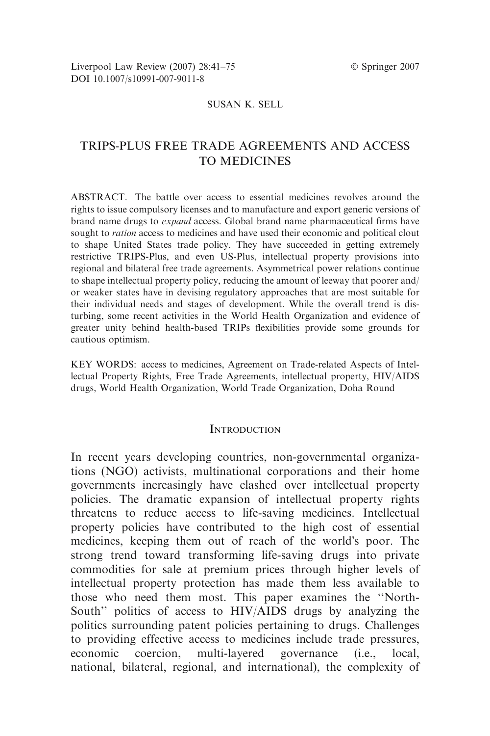Liverpool Law Review (2007) 28:41–75 © Springer 2007
DOI 10.1007/s10991-007-9011-8

SUSAN K. SELL

# TRIPS-PLUS FREE TRADE AGREEMENTS AND ACCESS TO MEDICINES

ABSTRACT. The battle over access to essential medicines revolves around the rights to issue compulsory licenses and to manufacture and export generic versions of brand name drugs to *expand* access. Global brand name pharmaceutical firms have sought to *ration* access to medicines and have used their economic and political clout to shape United States trade policy. They have succeeded in getting extremely restrictive TRIPS-Plus, and even US-Plus, intellectual property provisions into regional and bilateral free trade agreements. Asymmetrical power relations continue to shape intellectual property policy, reducing the amount of leeway that poorer and/or weaker states have in devising regulatory approaches that are most suitable for their individual needs and stages of development. While the overall trend is disturbing, some recent activities in the World Health Organization and evidence of greater unity behind health-based TRIPs flexibilities provide some grounds for cautious optimism.

KEY WORDS: access to medicines, Agreement on Trade-related Aspects of Intellectual Property Rights, Free Trade Agreements, intellectual property, HIV/AIDS drugs, World Health Organization, World Trade Organization, Doha Round

## Introduction

In recent years developing countries, non-governmental organizations (NGO) activists, multinational corporations and their home governments increasingly have clashed over intellectual property policies. The dramatic expansion of intellectual property rights threatens to reduce access to life-saving medicines. Intellectual property policies have contributed to the high cost of essential medicines, keeping them out of reach of the world's poor. The strong trend toward transforming life-saving drugs into private commodities for sale at premium prices through higher levels of intellectual property protection has made them less available to those who need them most. This paper examines the "North-South" politics of access to HIV/AIDS drugs by analyzing the politics surrounding patent policies pertaining to drugs. Challenges to providing effective access to medicines include trade pressures, economic coercion, multi-layered governance (i.e., local, national, bilateral, regional, and international), the complexity of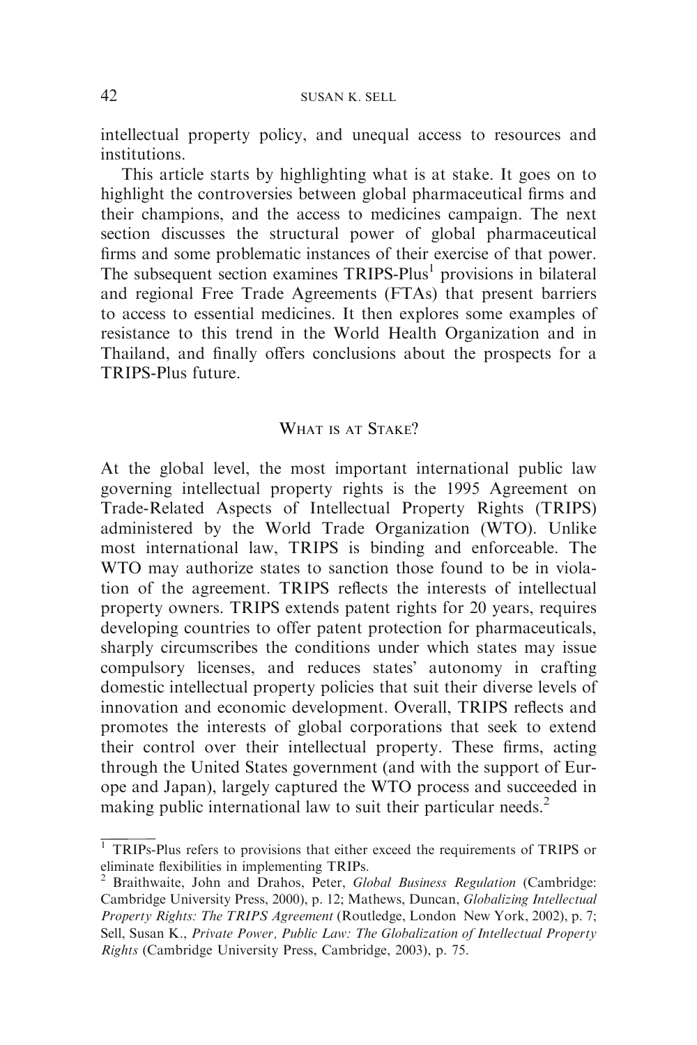intellectual property policy, and unequal access to resources and institutions.

This article starts by highlighting what is at stake. It goes on to highlight the controversies between global pharmaceutical firms and their champions, and the access to medicines campaign. The next section discusses the structural power of global pharmaceutical firms and some problematic instances of their exercise of that power. The subsequent section examines TRIPS-Plus[1] provisions in bilateral and regional Free Trade Agreements (FTAs) that present barriers to access to essential medicines. It then explores some examples of resistance to this trend in the World Health Organization and in Thailand, and finally offers conclusions about the prospects for a TRIPS-Plus future.

## What is at Stake?

At the global level, the most important international public law governing intellectual property rights is the 1995 Agreement on Trade-Related Aspects of Intellectual Property Rights (TRIPS) administered by the World Trade Organization (WTO). Unlike most international law, TRIPS is binding and enforceable. The WTO may authorize states to sanction those found to be in violation of the agreement. TRIPS reflects the interests of intellectual property owners. TRIPS extends patent rights for 20 years, requires developing countries to offer patent protection for pharmaceuticals, sharply circumscribes the conditions under which states may issue compulsory licenses, and reduces states' autonomy in crafting domestic intellectual property policies that suit their diverse levels of innovation and economic development. Overall, TRIPS reflects and promotes the interests of global corporations that seek to extend their control over their intellectual property. These firms, acting through the United States government (and with the support of Europe and Japan), largely captured the WTO process and succeeded in making public international law to suit their particular needs.[2]

---

[1] TRIPs-Plus refers to provisions that either exceed the requirements of TRIPS or eliminate flexibilities in implementing TRIPs.

[2] Braithwaite, John and Drahos, Peter, *Global Business Regulation* (Cambridge: Cambridge University Press, 2000), p. 12; Mathews, Duncan, *Globalizing Intellectual Property Rights: The TRIPS Agreement* (Routledge, London New York, 2002), p. 7; Sell, Susan K., *Private Power, Public Law: The Globalization of Intellectual Property Rights* (Cambridge University Press, Cambridge, 2003), p. 75.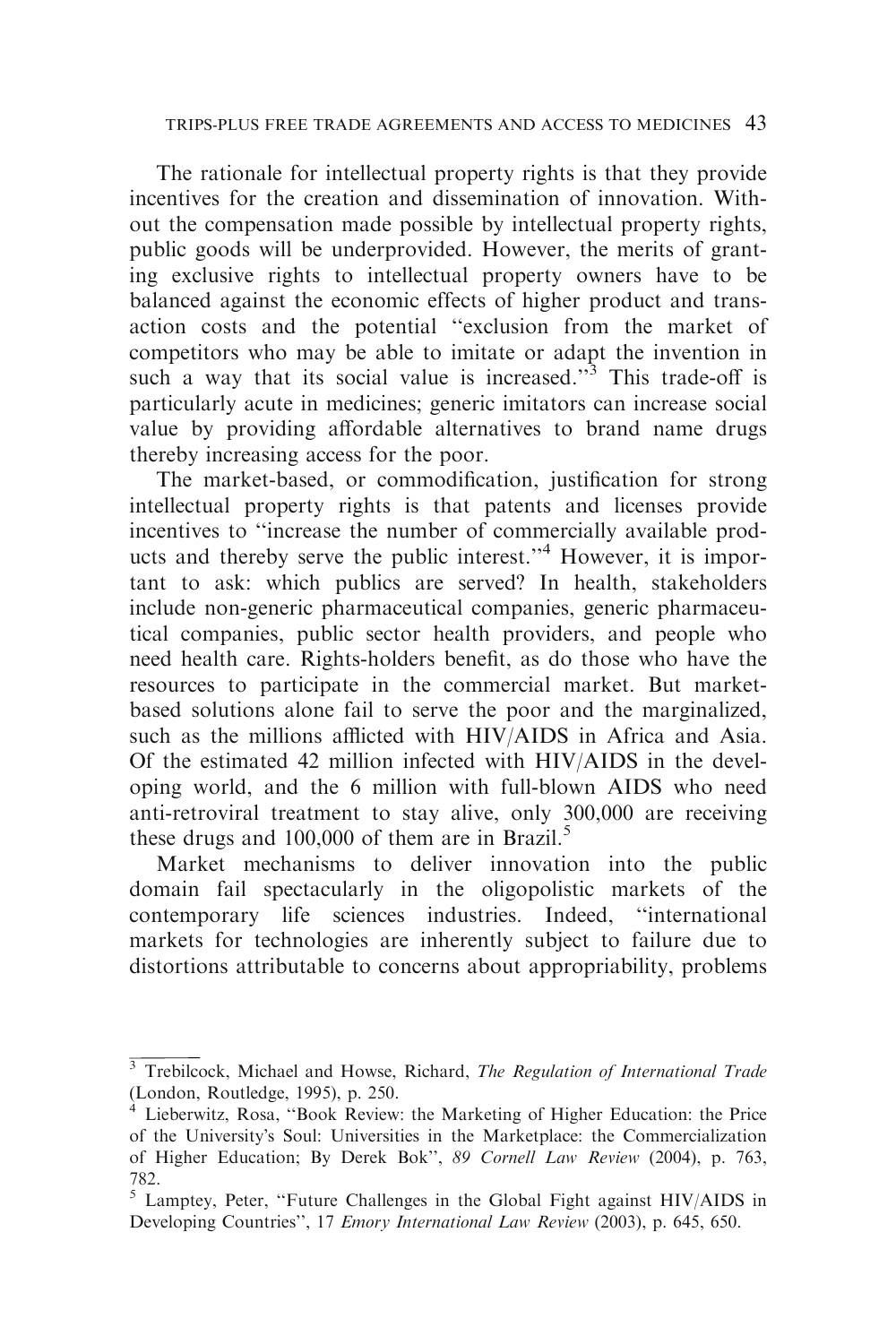The rationale for intellectual property rights is that they provide incentives for the creation and dissemination of innovation. Without the compensation made possible by intellectual property rights, public goods will be underprovided. However, the merits of granting exclusive rights to intellectual property owners have to be balanced against the economic effects of higher product and transaction costs and the potential "exclusion from the market of competitors who may be able to imitate or adapt the invention in such a way that its social value is increased."[3] This trade-off is particularly acute in medicines; generic imitators can increase social value by providing affordable alternatives to brand name drugs thereby increasing access for the poor.

The market-based, or commodification, justification for strong intellectual property rights is that patents and licenses provide incentives to "increase the number of commercially available products and thereby serve the public interest."[4] However, it is important to ask: which publics are served? In health, stakeholders include non-generic pharmaceutical companies, generic pharmaceutical companies, public sector health providers, and people who need health care. Rights-holders benefit, as do those who have the resources to participate in the commercial market. But market-based solutions alone fail to serve the poor and the marginalized, such as the millions afflicted with HIV/AIDS in Africa and Asia. Of the estimated 42 million infected with HIV/AIDS in the developing world, and the 6 million with full-blown AIDS who need anti-retroviral treatment to stay alive, only 300,000 are receiving these drugs and 100,000 of them are in Brazil.[5]

Market mechanisms to deliver innovation into the public domain fail spectacularly in the oligopolistic markets of the contemporary life sciences industries. Indeed, "international markets for technologies are inherently subject to failure due to distortions attributable to concerns about appropriability, problems

---

[3] Trebilcock, Michael and Howse, Richard, *The Regulation of International Trade* (London, Routledge, 1995), p. 250.

[4] Lieberwitz, Rosa, "Book Review: the Marketing of Higher Education: the Price of the University's Soul: Universities in the Marketplace: the Commercialization of Higher Education; By Derek Bok", *89 Cornell Law Review* (2004), p. 763, 782.

[5] Lamptey, Peter, "Future Challenges in the Global Fight against HIV/AIDS in Developing Countries", 17 *Emory International Law Review* (2003), p. 645, 650.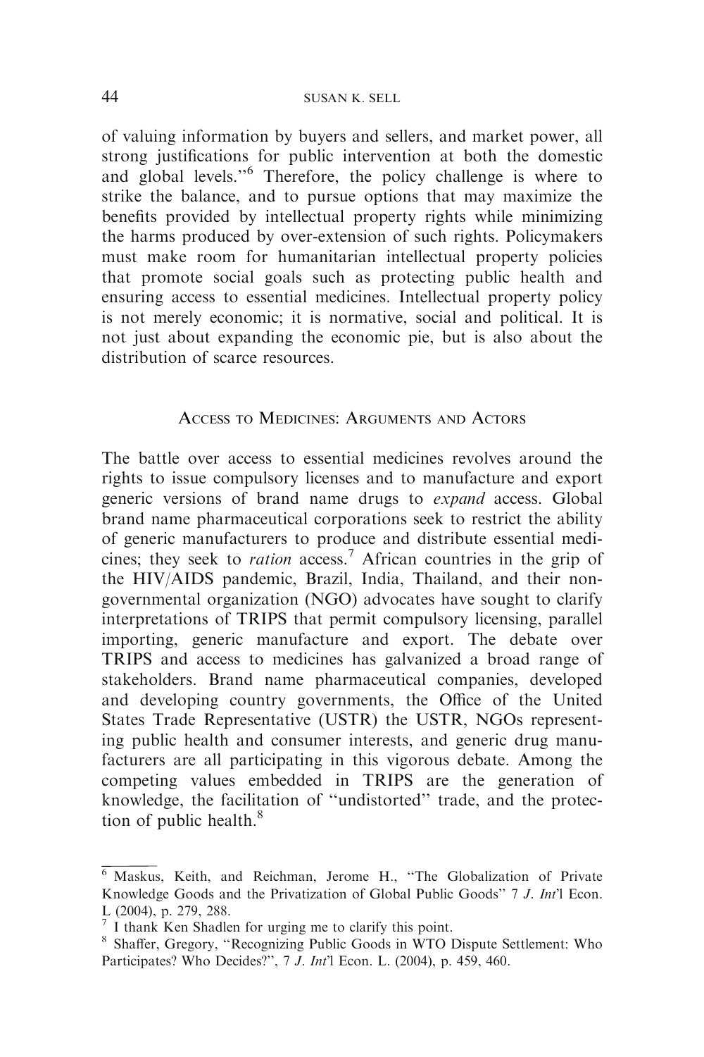of valuing information by buyers and sellers, and market power, all strong justifications for public intervention at both the domestic and global levels.''[6] Therefore, the policy challenge is where to strike the balance, and to pursue options that may maximize the benefits provided by intellectual property rights while minimizing the harms produced by over-extension of such rights. Policymakers must make room for humanitarian intellectual property policies that promote social goals such as protecting public health and ensuring access to essential medicines. Intellectual property policy is not merely economic; it is normative, social and political. It is not just about expanding the economic pie, but is also about the distribution of scarce resources.

## Access to Medicines: Arguments and Actors

The battle over access to essential medicines revolves around the rights to issue compulsory licenses and to manufacture and export generic versions of brand name drugs to *expand* access. Global brand name pharmaceutical corporations seek to restrict the ability of generic manufacturers to produce and distribute essential medicines; they seek to *ration* access.[7] African countries in the grip of the HIV/AIDS pandemic, Brazil, India, Thailand, and their non-governmental organization (NGO) advocates have sought to clarify interpretations of TRIPS that permit compulsory licensing, parallel importing, generic manufacture and export. The debate over TRIPS and access to medicines has galvanized a broad range of stakeholders. Brand name pharmaceutical companies, developed and developing country governments, the Office of the United States Trade Representative (USTR) the USTR, NGOs representing public health and consumer interests, and generic drug manufacturers are all participating in this vigorous debate. Among the competing values embedded in TRIPS are the generation of knowledge, the facilitation of ''undistorted'' trade, and the protection of public health.[8]

---

[6] Maskus, Keith, and Reichman, Jerome H., ''The Globalization of Private Knowledge Goods and the Privatization of Global Public Goods'' 7 *J. Int'l* Econ. L (2004), p. 279, 288.

[7] I thank Ken Shadlen for urging me to clarify this point.

[8] Shaffer, Gregory, ''Recognizing Public Goods in WTO Dispute Settlement: Who Participates? Who Decides?'', 7 *J. Int'l* Econ. L. (2004), p. 459, 460.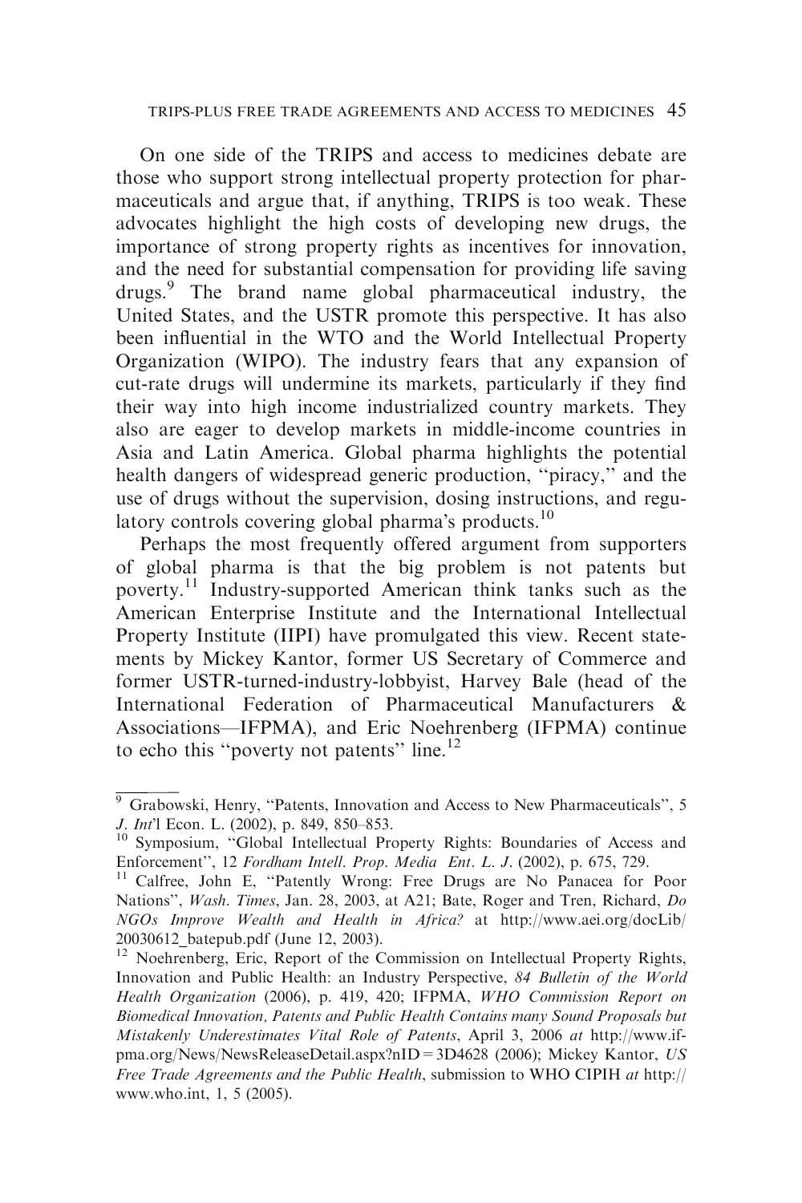On one side of the TRIPS and access to medicines debate are those who support strong intellectual property protection for pharmaceuticals and argue that, if anything, TRIPS is too weak. These advocates highlight the high costs of developing new drugs, the importance of strong property rights as incentives for innovation, and the need for substantial compensation for providing life saving drugs.[9] The brand name global pharmaceutical industry, the United States, and the USTR promote this perspective. It has also been influential in the WTO and the World Intellectual Property Organization (WIPO). The industry fears that any expansion of cut-rate drugs will undermine its markets, particularly if they find their way into high income industrialized country markets. They also are eager to develop markets in middle-income countries in Asia and Latin America. Global pharma highlights the potential health dangers of widespread generic production, ''piracy,'' and the use of drugs without the supervision, dosing instructions, and regulatory controls covering global pharma's products.[10]

Perhaps the most frequently offered argument from supporters of global pharma is that the big problem is not patents but poverty.[11] Industry-supported American think tanks such as the American Enterprise Institute and the International Intellectual Property Institute (IIPI) have promulgated this view. Recent statements by Mickey Kantor, former US Secretary of Commerce and former USTR-turned-industry-lobbyist, Harvey Bale (head of the International Federation of Pharmaceutical Manufacturers & Associations—IFPMA), and Eric Noehrenberg (IFPMA) continue to echo this ''poverty not patents'' line.[12]

---

[9] Grabowski, Henry, ''Patents, Innovation and Access to New Pharmaceuticals'', 5 *J. Int'l Econ. L.* (2002), p. 849, 850–853.

[10] Symposium, ''Global Intellectual Property Rights: Boundaries of Access and Enforcement'', 12 *Fordham Intell. Prop. Media Ent. L. J.* (2002), p. 675, 729.

[11] Calfree, John E, ''Patently Wrong: Free Drugs are No Panacea for Poor Nations'', *Wash. Times*, Jan. 28, 2003, at A21; Bate, Roger and Tren, Richard, *Do NGOs Improve Wealth and Health in Africa?* at http://www.aei.org/docLib/20030612_batepub.pdf (June 12, 2003).

[12] Noehrenberg, Eric, Report of the Commission on Intellectual Property Rights, Innovation and Public Health: an Industry Perspective, *84 Bulletin of the World Health Organization* (2006), p. 419, 420; IFPMA, *WHO Commission Report on Biomedical Innovation, Patents and Public Health Contains many Sound Proposals but Mistakenly Underestimates Vital Role of Patents*, April 3, 2006 *at* http://www.ifpma.org/News/NewsReleaseDetail.aspx?nID = 3D4628 (2006); Mickey Kantor, *US Free Trade Agreements and the Public Health*, submission to WHO CIPIH *at* http://www.who.int, 1, 5 (2005).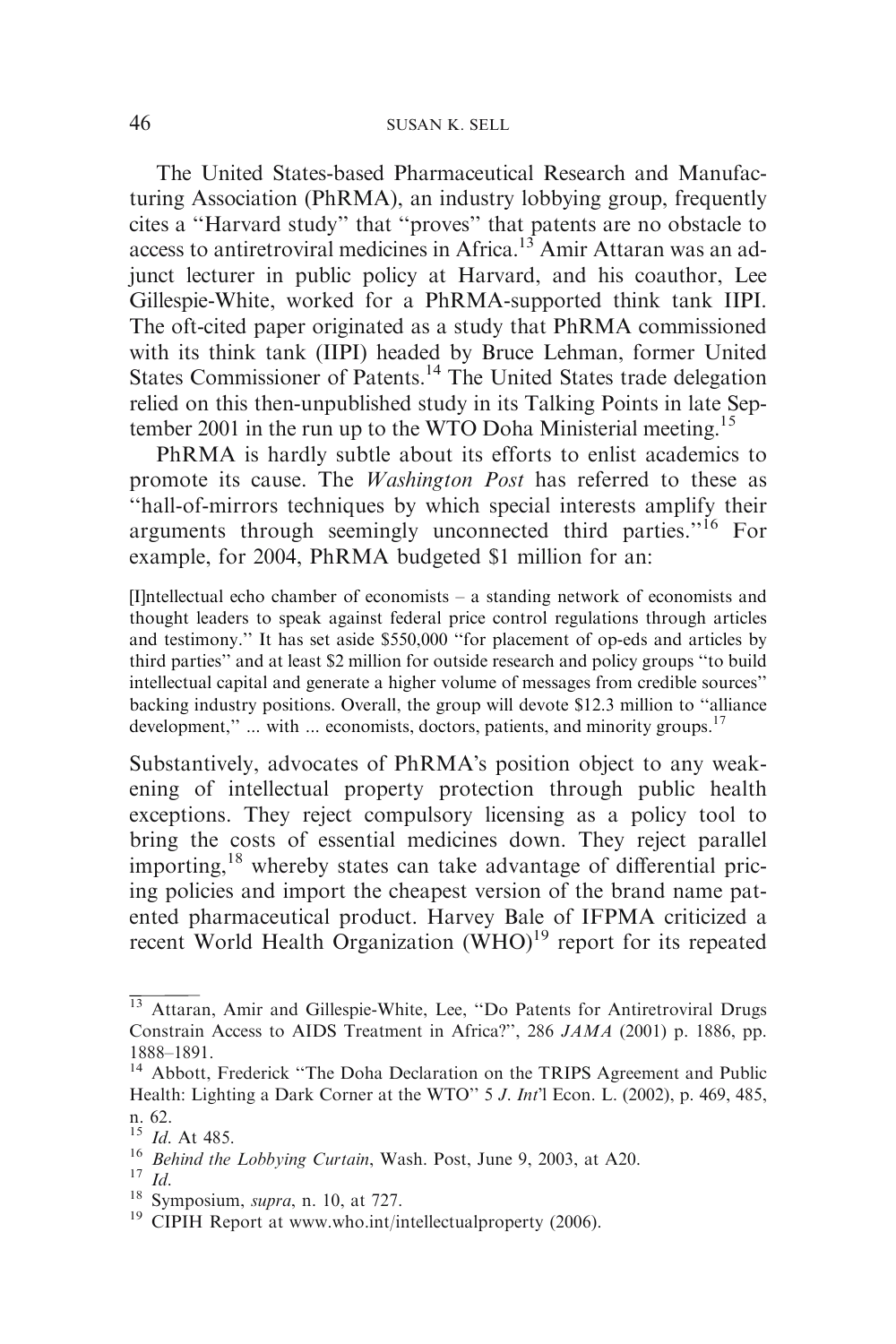The United States-based Pharmaceutical Research and Manufacturing Association (PhRMA), an industry lobbying group, frequently cites a "Harvard study" that "proves" that patents are no obstacle to access to antiretroviral medicines in Africa.[13] Amir Attaran was an adjunct lecturer in public policy at Harvard, and his coauthor, Lee Gillespie-White, worked for a PhRMA-supported think tank IIPI. The oft-cited paper originated as a study that PhRMA commissioned with its think tank (IIPI) headed by Bruce Lehman, former United States Commissioner of Patents.[14] The United States trade delegation relied on this then-unpublished study in its Talking Points in late September 2001 in the run up to the WTO Doha Ministerial meeting.[15]

PhRMA is hardly subtle about its efforts to enlist academics to promote its cause. The *Washington Post* has referred to these as "hall-of-mirrors techniques by which special interests amplify their arguments through seemingly unconnected third parties."[16] For example, for 2004, PhRMA budgeted $1 million for an:

> [I]ntellectual echo chamber of economists – a standing network of economists and thought leaders to speak against federal price control regulations through articles and testimony." It has set aside $550,000 "for placement of op-eds and articles by third parties" and at least $2 million for outside research and policy groups "to build intellectual capital and generate a higher volume of messages from credible sources" backing industry positions. Overall, the group will devote $12.3 million to "alliance development," ... with ... economists, doctors, patients, and minority groups.[17]

Substantively, advocates of PhRMA's position object to any weakening of intellectual property protection through public health exceptions. They reject compulsory licensing as a policy tool to bring the costs of essential medicines down. They reject parallel importing,[18] whereby states can take advantage of differential pricing policies and import the cheapest version of the brand name patented pharmaceutical product. Harvey Bale of IFPMA criticized a recent World Health Organization (WHO)[19] report for its repeated

---

[13] Attaran, Amir and Gillespie-White, Lee, "Do Patents for Antiretroviral Drugs Constrain Access to AIDS Treatment in Africa?", 286 *JAMA* (2001) p. 1886, pp. 1888–1891.

[14] Abbott, Frederick "The Doha Declaration on the TRIPS Agreement and Public Health: Lighting a Dark Corner at the WTO" 5 *J. Int'l* Econ. L. (2002), p. 469, 485, n. 62.

[15] *Id.* At 485.

[16] *Behind the Lobbying Curtain*, Wash. Post, June 9, 2003, at A20.

[17] *Id.*

[18] Symposium, *supra*, n. 10, at 727.

[19] CIPIH Report at www.who.int/intellectualproperty (2006).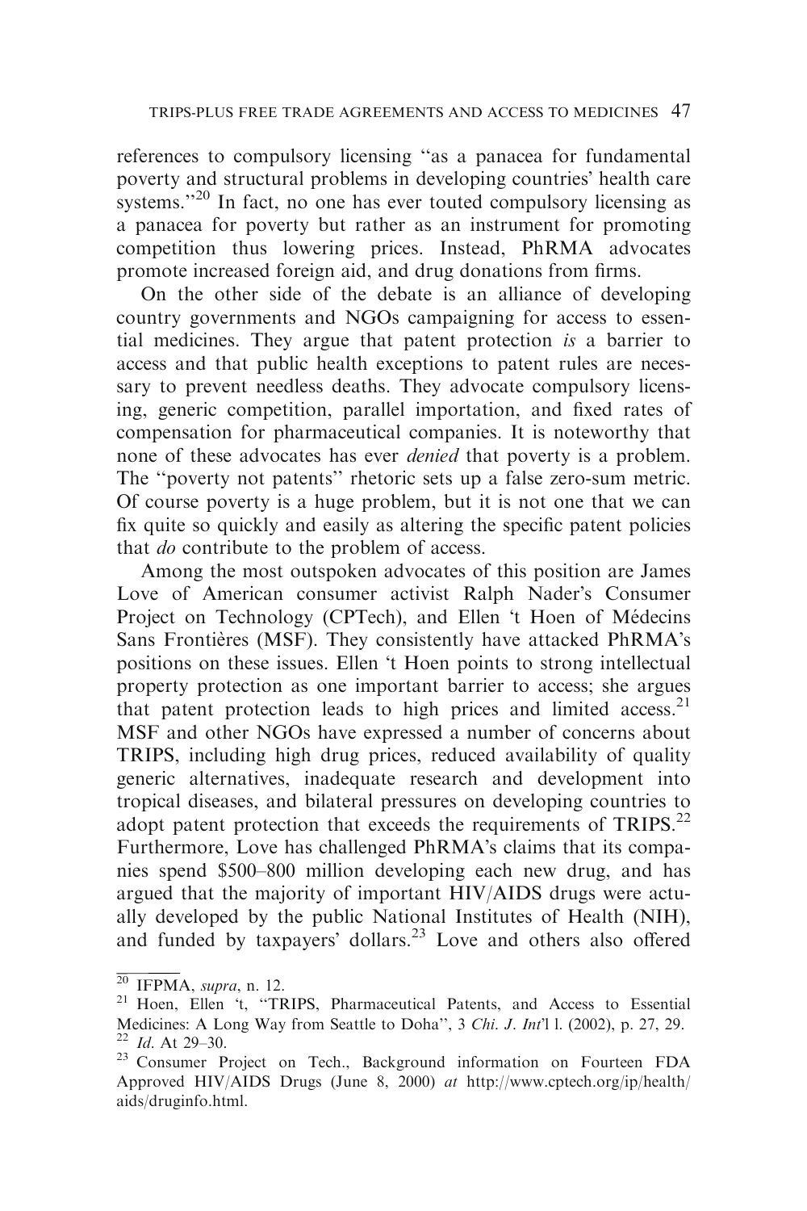references to compulsory licensing "as a panacea for fundamental poverty and structural problems in developing countries' health care systems."[20] In fact, no one has ever touted compulsory licensing as a panacea for poverty but rather as an instrument for promoting competition thus lowering prices. Instead, PhRMA advocates promote increased foreign aid, and drug donations from firms.

On the other side of the debate is an alliance of developing country governments and NGOs campaigning for access to essential medicines. They argue that patent protection *is* a barrier to access and that public health exceptions to patent rules are necessary to prevent needless deaths. They advocate compulsory licensing, generic competition, parallel importation, and fixed rates of compensation for pharmaceutical companies. It is noteworthy that none of these advocates has ever *denied* that poverty is a problem. The "poverty not patents" rhetoric sets up a false zero-sum metric. Of course poverty is a huge problem, but it is not one that we can fix quite so quickly and easily as altering the specific patent policies that *do* contribute to the problem of access.

Among the most outspoken advocates of this position are James Love of American consumer activist Ralph Nader's Consumer Project on Technology (CPTech), and Ellen 't Hoen of Médecins Sans Frontières (MSF). They consistently have attacked PhRMA's positions on these issues. Ellen 't Hoen points to strong intellectual property protection as one important barrier to access; she argues that patent protection leads to high prices and limited access.[21] MSF and other NGOs have expressed a number of concerns about TRIPS, including high drug prices, reduced availability of quality generic alternatives, inadequate research and development into tropical diseases, and bilateral pressures on developing countries to adopt patent protection that exceeds the requirements of TRIPS.[22] Furthermore, Love has challenged PhRMA's claims that its companies spend $500–800 million developing each new drug, and has argued that the majority of important HIV/AIDS drugs were actually developed by the public National Institutes of Health (NIH), and funded by taxpayers' dollars.[23] Love and others also offered

---

[20] IFPMA, *supra*, n. 12.

[21] Hoen, Ellen 't, "TRIPS, Pharmaceutical Patents, and Access to Essential Medicines: A Long Way from Seattle to Doha", 3 *Chi. J. Int'l l.* (2002), p. 27, 29.

[22] *Id*. At 29–30.

[23] Consumer Project on Tech., Background information on Fourteen FDA Approved HIV/AIDS Drugs (June 8, 2000) *at* http://www.cptech.org/ip/health/aids/druginfo.html.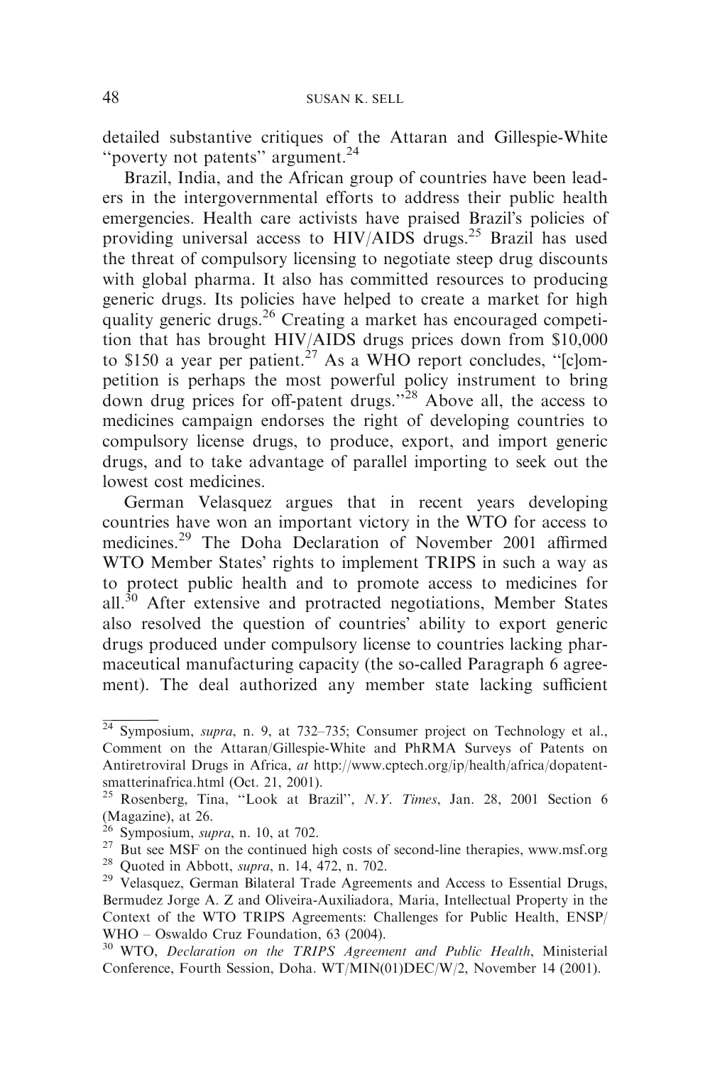detailed substantive critiques of the Attaran and Gillespie-White "poverty not patents" argument.[24]

Brazil, India, and the African group of countries have been leaders in the intergovernmental efforts to address their public health emergencies. Health care activists have praised Brazil's policies of providing universal access to HIV/AIDS drugs.[25] Brazil has used the threat of compulsory licensing to negotiate steep drug discounts with global pharma. It also has committed resources to producing generic drugs. Its policies have helped to create a market for high quality generic drugs.[26] Creating a market has encouraged competition that has brought HIV/AIDS drugs prices down from $10,000 to $150 a year per patient.[27] As a WHO report concludes, "[c]ompetition is perhaps the most powerful policy instrument to bring down drug prices for off-patent drugs."[28] Above all, the access to medicines campaign endorses the right of developing countries to compulsory license drugs, to produce, export, and import generic drugs, and to take advantage of parallel importing to seek out the lowest cost medicines.

German Velasquez argues that in recent years developing countries have won an important victory in the WTO for access to medicines.[29] The Doha Declaration of November 2001 affirmed WTO Member States' rights to implement TRIPS in such a way as to protect public health and to promote access to medicines for all.[30] After extensive and protracted negotiations, Member States also resolved the question of countries' ability to export generic drugs produced under compulsory license to countries lacking pharmaceutical manufacturing capacity (the so-called Paragraph 6 agreement). The deal authorized any member state lacking sufficient

---

[24] Symposium, *supra*, n. 9, at 732–735; Consumer project on Technology et al., Comment on the Attaran/Gillespie-White and PhRMA Surveys of Patents on Antiretroviral Drugs in Africa, *at* http://www.cptech.org/ip/health/africa/dopatentsmatterinafrica.html (Oct. 21, 2001).

[25] Rosenberg, Tina, "Look at Brazil", *N.Y. Times*, Jan. 28, 2001 Section 6 (Magazine), at 26.

[26] Symposium, *supra*, n. 10, at 702.

[27] But see MSF on the continued high costs of second-line therapies, www.msf.org

[28] Quoted in Abbott, *supra*, n. 14, 472, n. 702.

[29] Velasquez, German Bilateral Trade Agreements and Access to Essential Drugs, Bermudez Jorge A. Z and Oliveira-Auxiliadora, Maria, Intellectual Property in the Context of the WTO TRIPS Agreements: Challenges for Public Health, ENSP/WHO – Oswaldo Cruz Foundation, 63 (2004).

[30] WTO, *Declaration on the TRIPS Agreement and Public Health*, Ministerial Conference, Fourth Session, Doha. WT/MIN(01)DEC/W/2, November 14 (2001).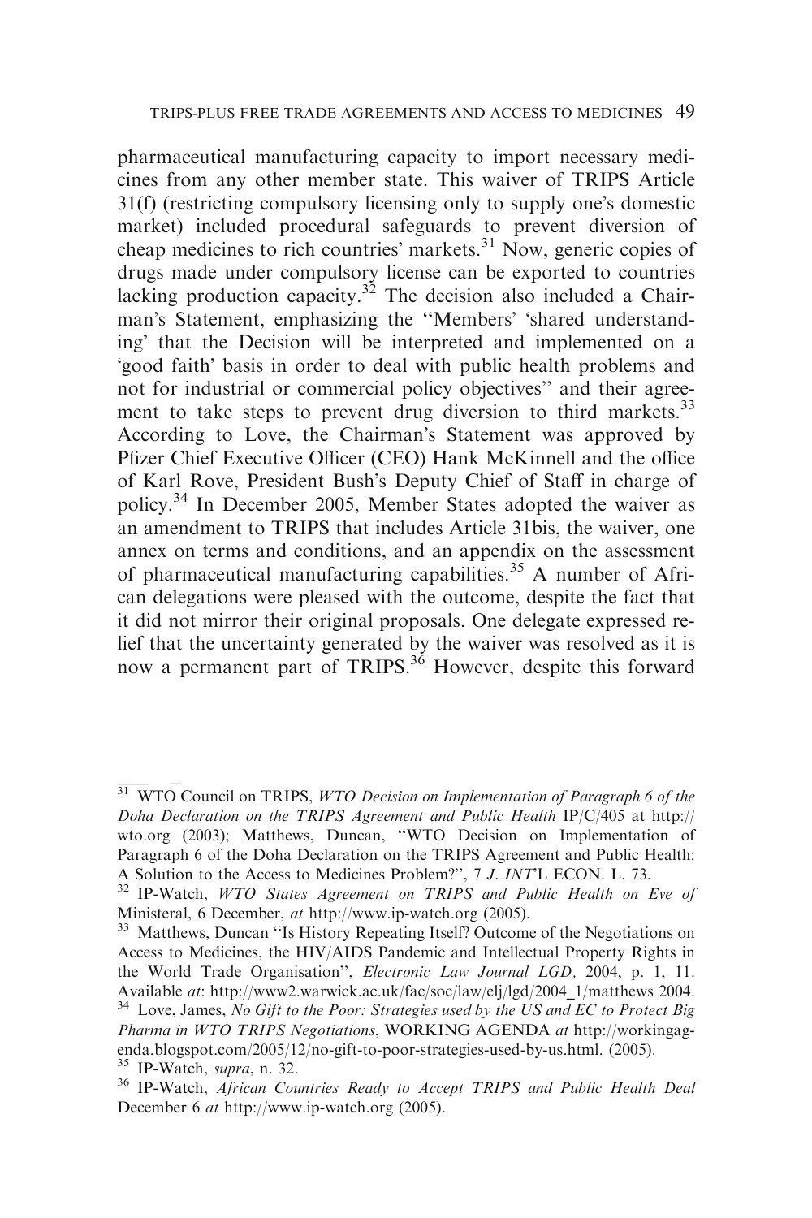pharmaceutical manufacturing capacity to import necessary medicines from any other member state. This waiver of TRIPS Article 31(f) (restricting compulsory licensing only to supply one's domestic market) included procedural safeguards to prevent diversion of cheap medicines to rich countries' markets.[31] Now, generic copies of drugs made under compulsory license can be exported to countries lacking production capacity.[32] The decision also included a Chairman's Statement, emphasizing the ''Members' 'shared understanding' that the Decision will be interpreted and implemented on a 'good faith' basis in order to deal with public health problems and not for industrial or commercial policy objectives'' and their agreement to take steps to prevent drug diversion to third markets.[33] According to Love, the Chairman's Statement was approved by Pfizer Chief Executive Officer (CEO) Hank McKinnell and the office of Karl Rove, President Bush's Deputy Chief of Staff in charge of policy.[34] In December 2005, Member States adopted the waiver as an amendment to TRIPS that includes Article 31bis, the waiver, one annex on terms and conditions, and an appendix on the assessment of pharmaceutical manufacturing capabilities.[35] A number of African delegations were pleased with the outcome, despite the fact that it did not mirror their original proposals. One delegate expressed relief that the uncertainty generated by the waiver was resolved as it is now a permanent part of TRIPS.[36] However, despite this forward

---

[31] WTO Council on TRIPS, *WTO Decision on Implementation of Paragraph 6 of the Doha Declaration on the TRIPS Agreement and Public Health* IP/C/405 at http://wto.org (2003); Matthews, Duncan, ''WTO Decision on Implementation of Paragraph 6 of the Doha Declaration on the TRIPS Agreement and Public Health: A Solution to the Access to Medicines Problem?'', 7 *J. INT'L* ECON. L. 73.

[32] IP-Watch, *WTO States Agreement on TRIPS and Public Health on Eve of* Ministerial, 6 December, *at* http://www.ip-watch.org (2005).

[33] Matthews, Duncan ''Is History Repeating Itself? Outcome of the Negotiations on Access to Medicines, the HIV/AIDS Pandemic and Intellectual Property Rights in the World Trade Organisation'', *Electronic Law Journal LGD*, 2004, p. 1, 11. Available *at*: http://www2.warwick.ac.uk/fac/soc/law/elj/lgd/2004_1/matthews 2004.

[34] Love, James, *No Gift to the Poor: Strategies used by the US and EC to Protect Big Pharma in WTO TRIPS Negotiations*, WORKING AGENDA *at* http://workingagenda.blogspot.com/2005/12/no-gift-to-poor-strategies-used-by-us.html. (2005).

[35] IP-Watch, *supra*, n. 32.

[36] IP-Watch, *African Countries Ready to Accept TRIPS and Public Health Deal* December 6 *at* http://www.ip-watch.org (2005).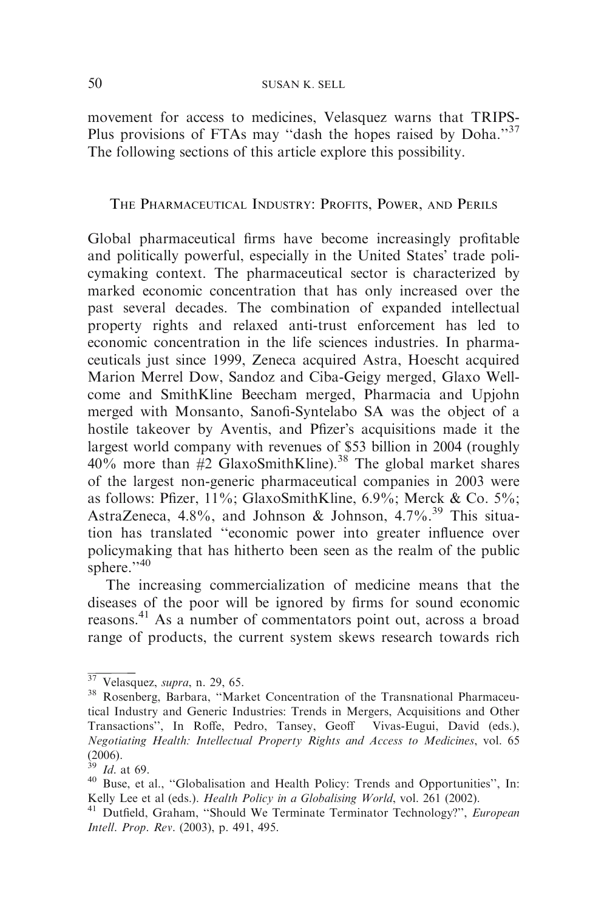movement for access to medicines, Velasquez warns that TRIPS-Plus provisions of FTAs may "dash the hopes raised by Doha."[37] The following sections of this article explore this possibility.

## The Pharmaceutical Industry: Profits, Power, and Perils

Global pharmaceutical firms have become increasingly profitable and politically powerful, especially in the United States' trade policymaking context. The pharmaceutical sector is characterized by marked economic concentration that has only increased over the past several decades. The combination of expanded intellectual property rights and relaxed anti-trust enforcement has led to economic concentration in the life sciences industries. In pharmaceuticals just since 1999, Zeneca acquired Astra, Hoescht acquired Marion Merrel Dow, Sandoz and Ciba-Geigy merged, Glaxo Wellcome and SmithKline Beecham merged, Pharmacia and Upjohn merged with Monsanto, Sanofi-Syntelabo SA was the object of a hostile takeover by Aventis, and Pfizer's acquisitions made it the largest world company with revenues of $53 billion in 2004 (roughly 40% more than #2 GlaxoSmithKline).[38] The global market shares of the largest non-generic pharmaceutical companies in 2003 were as follows: Pfizer, 11%; GlaxoSmithKline, 6.9%; Merck & Co. 5%; AstraZeneca, 4.8%, and Johnson & Johnson, 4.7%.[39] This situation has translated "economic power into greater influence over policymaking that has hitherto been seen as the realm of the public sphere."[40]

The increasing commercialization of medicine means that the diseases of the poor will be ignored by firms for sound economic reasons.[41] As a number of commentators point out, across a broad range of products, the current system skews research towards rich

---

[37] Velasquez, *supra*, n. 29, 65.

[38] Rosenberg, Barbara, "Market Concentration of the Transnational Pharmaceutical Industry and Generic Industries: Trends in Mergers, Acquisitions and Other Transactions", In Roffe, Pedro, Tansey, Geoff Vivas-Eugui, David (eds.), *Negotiating Health: Intellectual Property Rights and Access to Medicines*, vol. 65 (2006).

[39] *Id*. at 69.

[40] Buse, et al., "Globalisation and Health Policy: Trends and Opportunities", In: Kelly Lee et al (eds.). *Health Policy in a Globalising World*, vol. 261 (2002).

[41] Dutfield, Graham, "Should We Terminate Terminator Technology?", *European Intell. Prop. Rev*. (2003), p. 491, 495.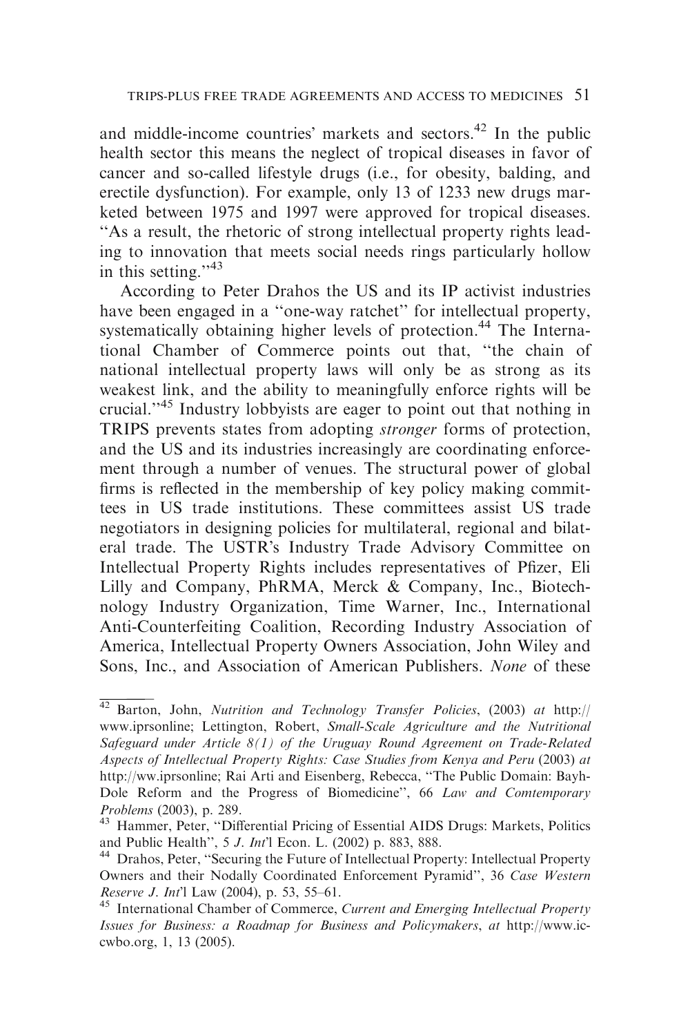and middle-income countries' markets and sectors.[42] In the public health sector this means the neglect of tropical diseases in favor of cancer and so-called lifestyle drugs (i.e., for obesity, balding, and erectile dysfunction). For example, only 13 of 1233 new drugs marketed between 1975 and 1997 were approved for tropical diseases. "As a result, the rhetoric of strong intellectual property rights leading to innovation that meets social needs rings particularly hollow in this setting."[43]

According to Peter Drahos the US and its IP activist industries have been engaged in a "one-way ratchet" for intellectual property, systematically obtaining higher levels of protection.[44] The International Chamber of Commerce points out that, "the chain of national intellectual property laws will only be as strong as its weakest link, and the ability to meaningfully enforce rights will be crucial."[45] Industry lobbyists are eager to point out that nothing in TRIPS prevents states from adopting *stronger* forms of protection, and the US and its industries increasingly are coordinating enforcement through a number of venues. The structural power of global firms is reflected in the membership of key policy making committees in US trade institutions. These committees assist US trade negotiators in designing policies for multilateral, regional and bilateral trade. The USTR's Industry Trade Advisory Committee on Intellectual Property Rights includes representatives of Pfizer, Eli Lilly and Company, PhRMA, Merck & Company, Inc., Biotechnology Industry Organization, Time Warner, Inc., International Anti-Counterfeiting Coalition, Recording Industry Association of America, Intellectual Property Owners Association, John Wiley and Sons, Inc., and Association of American Publishers. *None* of these

---

[42] Barton, John, *Nutrition and Technology Transfer Policies*, (2003) *at* http://www.iprsonline; Lettington, Robert, *Small-Scale Agriculture and the Nutritional Safeguard under Article 8(1) of the Uruguay Round Agreement on Trade-Related Aspects of Intellectual Property Rights: Case Studies from Kenya and Peru* (2003) *at* http://ww.iprsonline; Rai Arti and Eisenberg, Rebecca, "The Public Domain: Bayh-Dole Reform and the Progress of Biomedicine", 66 *Law and Comtemporary Problems* (2003), p. 289.

[43] Hammer, Peter, "Differential Pricing of Essential AIDS Drugs: Markets, Politics and Public Health", 5 *J. Int'l* Econ. L. (2002) p. 883, 888.

[44] Drahos, Peter, "Securing the Future of Intellectual Property: Intellectual Property Owners and their Nodally Coordinated Enforcement Pyramid", 36 *Case Western Reserve J. Int'l* Law (2004), p. 53, 55–61.

[45] International Chamber of Commerce, *Current and Emerging Intellectual Property Issues for Business: a Roadmap for Business and Policymakers*, *at* http://www.iccwbo.org, 1, 13 (2005).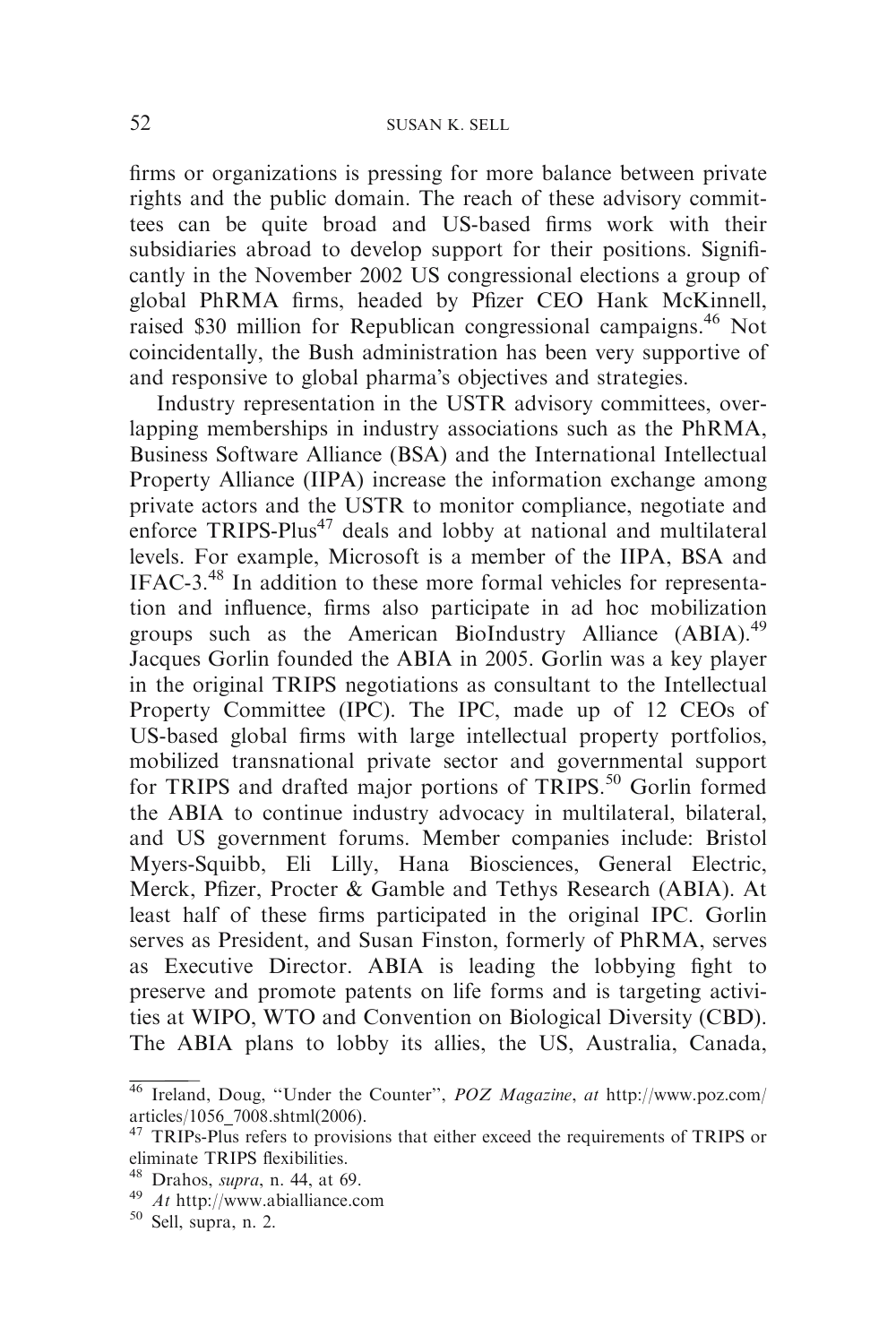firms or organizations is pressing for more balance between private rights and the public domain. The reach of these advisory committees can be quite broad and US-based firms work with their subsidiaries abroad to develop support for their positions. Significantly in the November 2002 US congressional elections a group of global PhRMA firms, headed by Pfizer CEO Hank McKinnell, raised $30 million for Republican congressional campaigns.[46] Not coincidentally, the Bush administration has been very supportive of and responsive to global pharma's objectives and strategies.

Industry representation in the USTR advisory committees, overlapping memberships in industry associations such as the PhRMA, Business Software Alliance (BSA) and the International Intellectual Property Alliance (IIPA) increase the information exchange among private actors and the USTR to monitor compliance, negotiate and enforce TRIPS-Plus[47] deals and lobby at national and multilateral levels. For example, Microsoft is a member of the IIPA, BSA and IFAC-3.[48] In addition to these more formal vehicles for representation and influence, firms also participate in ad hoc mobilization groups such as the American BioIndustry Alliance (ABIA).[49] Jacques Gorlin founded the ABIA in 2005. Gorlin was a key player in the original TRIPS negotiations as consultant to the Intellectual Property Committee (IPC). The IPC, made up of 12 CEOs of US-based global firms with large intellectual property portfolios, mobilized transnational private sector and governmental support for TRIPS and drafted major portions of TRIPS.[50] Gorlin formed the ABIA to continue industry advocacy in multilateral, bilateral, and US government forums. Member companies include: Bristol Myers-Squibb, Eli Lilly, Hana Biosciences, General Electric, Merck, Pfizer, Procter & Gamble and Tethys Research (ABIA). At least half of these firms participated in the original IPC. Gorlin serves as President, and Susan Finston, formerly of PhRMA, serves as Executive Director. ABIA is leading the lobbying fight to preserve and promote patents on life forms and is targeting activities at WIPO, WTO and Convention on Biological Diversity (CBD). The ABIA plans to lobby its allies, the US, Australia, Canada,

---

[46] Ireland, Doug, "Under the Counter", *POZ Magazine*, *at* http://www.poz.com/articles/1056_7008.shtml(2006).

[47] TRIPs-Plus refers to provisions that either exceed the requirements of TRIPS or eliminate TRIPS flexibilities.

[48] Drahos, *supra*, n. 44, at 69.

[49] *At* http://www.abialliance.com

[50] Sell, supra, n. 2.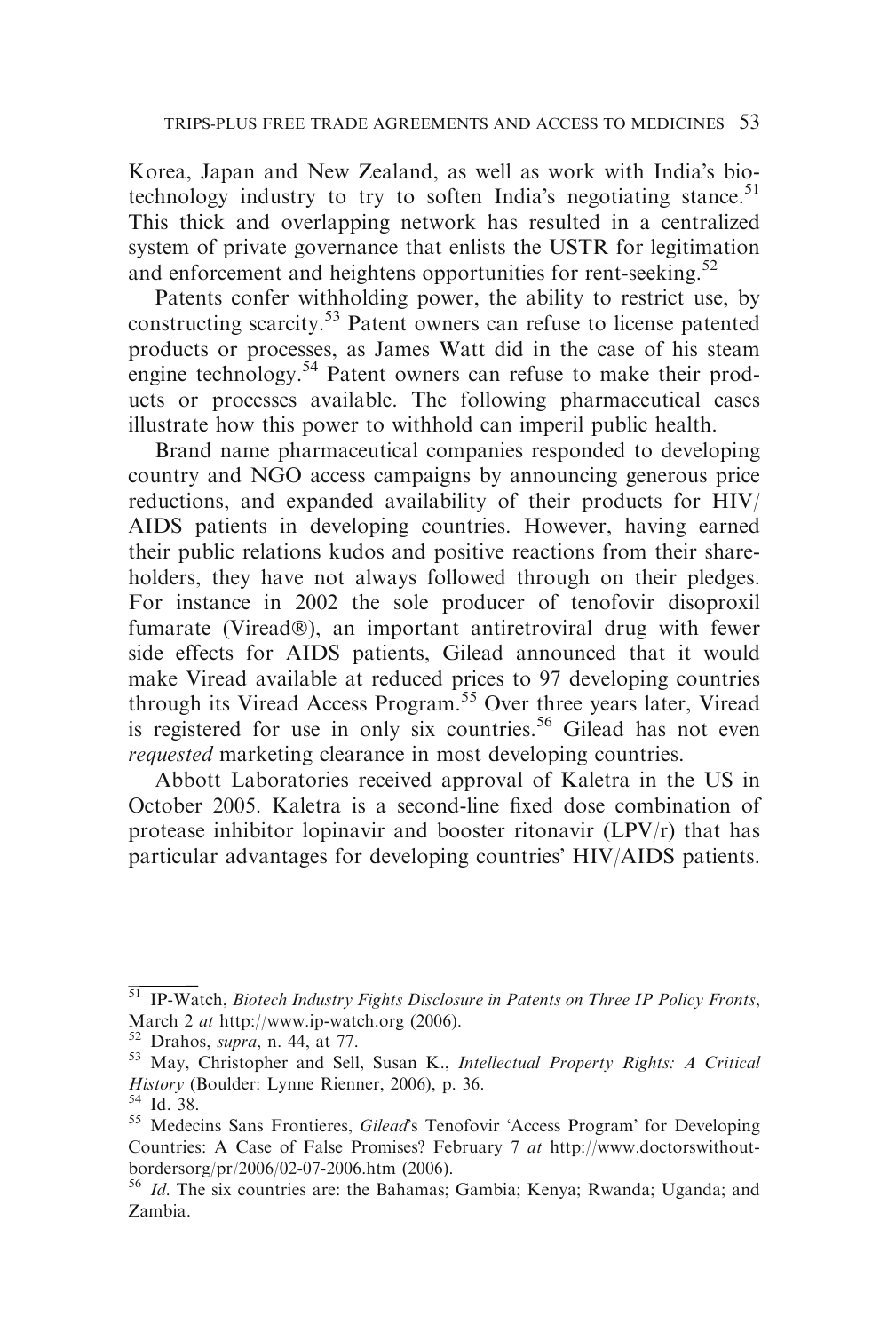Korea, Japan and New Zealand, as well as work with India's biotechnology industry to try to soften India's negotiating stance.[51] This thick and overlapping network has resulted in a centralized system of private governance that enlists the USTR for legitimation and enforcement and heightens opportunities for rent-seeking.[52]

Patents confer withholding power, the ability to restrict use, by constructing scarcity.[53] Patent owners can refuse to license patented products or processes, as James Watt did in the case of his steam engine technology.[54] Patent owners can refuse to make their products or processes available. The following pharmaceutical cases illustrate how this power to withhold can imperil public health.

Brand name pharmaceutical companies responded to developing country and NGO access campaigns by announcing generous price reductions, and expanded availability of their products for HIV/AIDS patients in developing countries. However, having earned their public relations kudos and positive reactions from their shareholders, they have not always followed through on their pledges. For instance in 2002 the sole producer of tenofovir disoproxil fumarate (Viread®), an important antiretroviral drug with fewer side effects for AIDS patients, Gilead announced that it would make Viread available at reduced prices to 97 developing countries through its Viread Access Program.[55] Over three years later, Viread is registered for use in only six countries.[56] Gilead has not even *requested* marketing clearance in most developing countries.

Abbott Laboratories received approval of Kaletra in the US in October 2005. Kaletra is a second-line fixed dose combination of protease inhibitor lopinavir and booster ritonavir (LPV/r) that has particular advantages for developing countries' HIV/AIDS patients.

---

[51] IP-Watch, *Biotech Industry Fights Disclosure in Patents on Three IP Policy Fronts*, March 2 *at* http://www.ip-watch.org (2006).

[52] Drahos, *supra*, n. 44, at 77.

[53] May, Christopher and Sell, Susan K., *Intellectual Property Rights: A Critical History* (Boulder: Lynne Rienner, 2006), p. 36.

[54] Id. 38.

[55] Medecins Sans Frontieres, *Gilead*'s Tenofovir 'Access Program' for Developing Countries: A Case of False Promises? February 7 *at* http://www.doctorswithoutbordersorg/pr/2006/02-07-2006.htm (2006).

[56] *Id*. The six countries are: the Bahamas; Gambia; Kenya; Rwanda; Uganda; and Zambia.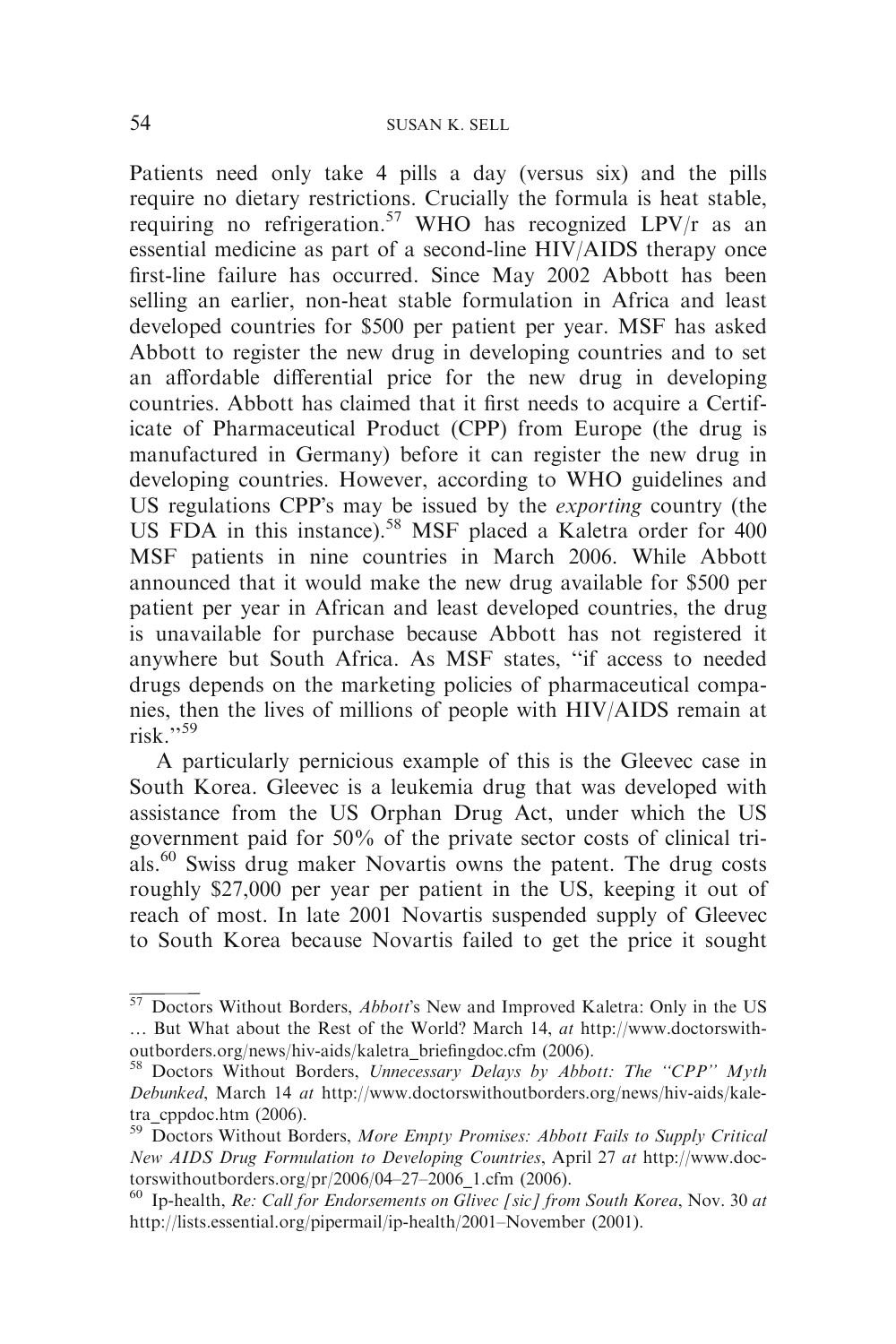Patients need only take 4 pills a day (versus six) and the pills require no dietary restrictions. Crucially the formula is heat stable, requiring no refrigeration.[57] WHO has recognized LPV/r as an essential medicine as part of a second-line HIV/AIDS therapy once first-line failure has occurred. Since May 2002 Abbott has been selling an earlier, non-heat stable formulation in Africa and least developed countries for $500 per patient per year. MSF has asked Abbott to register the new drug in developing countries and to set an affordable differential price for the new drug in developing countries. Abbott has claimed that it first needs to acquire a Certificate of Pharmaceutical Product (CPP) from Europe (the drug is manufactured in Germany) before it can register the new drug in developing countries. However, according to WHO guidelines and US regulations CPP's may be issued by the *exporting* country (the US FDA in this instance).[58] MSF placed a Kaletra order for 400 MSF patients in nine countries in March 2006. While Abbott announced that it would make the new drug available for $500 per patient per year in African and least developed countries, the drug is unavailable for purchase because Abbott has not registered it anywhere but South Africa. As MSF states, "if access to needed drugs depends on the marketing policies of pharmaceutical companies, then the lives of millions of people with HIV/AIDS remain at risk."[59]

A particularly pernicious example of this is the Gleevec case in South Korea. Gleevec is a leukemia drug that was developed with assistance from the US Orphan Drug Act, under which the US government paid for 50% of the private sector costs of clinical trials.[60] Swiss drug maker Novartis owns the patent. The drug costs roughly $27,000 per year per patient in the US, keeping it out of reach of most. In late 2001 Novartis suspended supply of Gleevec to South Korea because Novartis failed to get the price it sought

---

[57] Doctors Without Borders, *Abbott*'s New and Improved Kaletra: Only in the US … But What about the Rest of the World? March 14, *at* http://www.doctorswithoutborders.org/news/hiv-aids/kaletra_briefingdoc.cfm (2006).

[58] Doctors Without Borders, *Unnecessary Delays by Abbott: The "CPP" Myth Debunked*, March 14 *at* http://www.doctorswithoutborders.org/news/hiv-aids/kaletra_cppdoc.htm (2006).

[59] Doctors Without Borders, *More Empty Promises: Abbott Fails to Supply Critical New AIDS Drug Formulation to Developing Countries*, April 27 *at* http://www.doctorswithoutborders.org/pr/2006/04–27–2006_1.cfm (2006).

[60] Ip-health, *Re: Call for Endorsements on Glivec [sic] from South Korea*, Nov. 30 *at* http://lists.essential.org/pipermail/ip-health/2001–November (2001).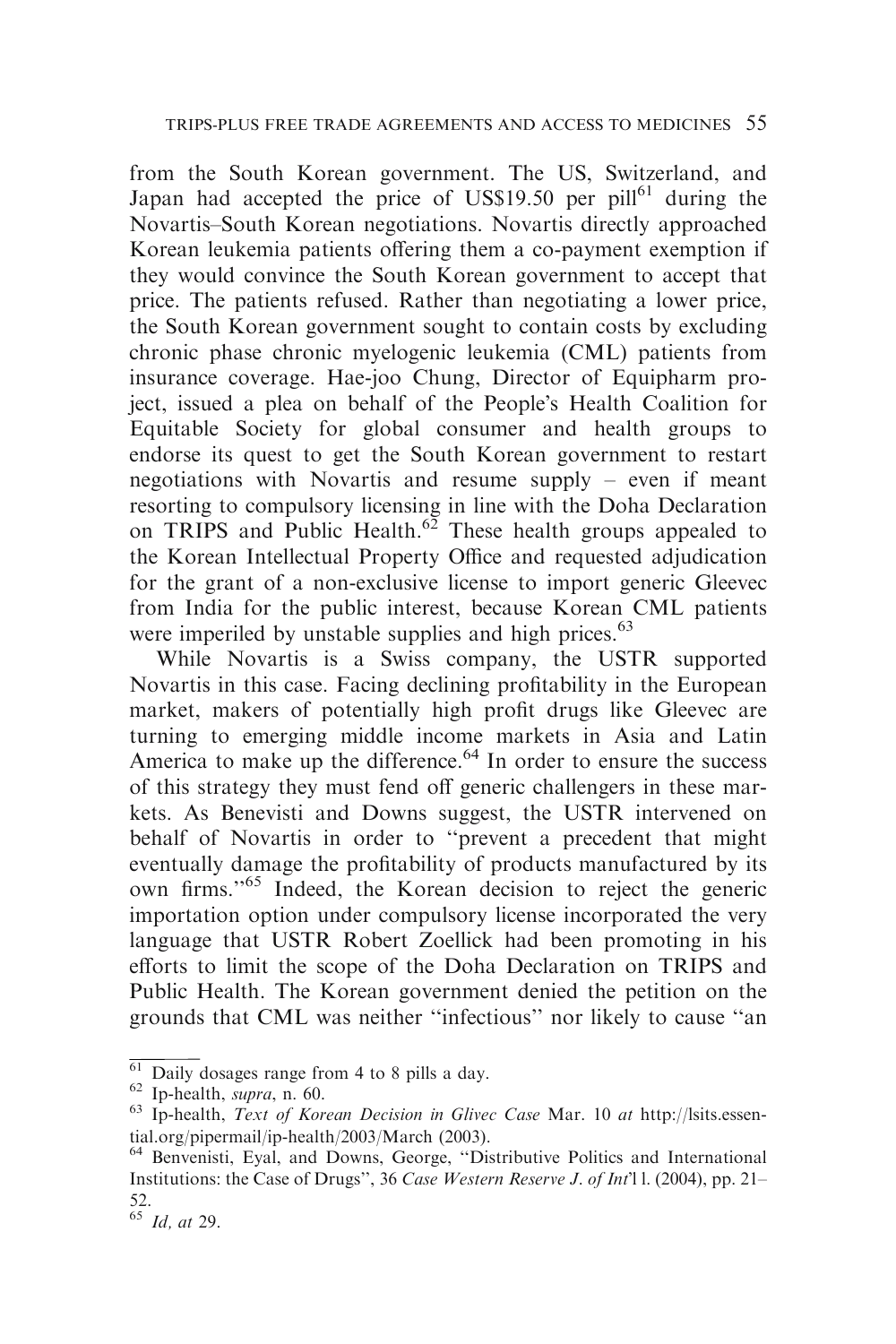from the South Korean government. The US, Switzerland, and Japan had accepted the price of US$19.50 per pill[61] during the Novartis–South Korean negotiations. Novartis directly approached Korean leukemia patients offering them a co-payment exemption if they would convince the South Korean government to accept that price. The patients refused. Rather than negotiating a lower price, the South Korean government sought to contain costs by excluding chronic phase chronic myelogenic leukemia (CML) patients from insurance coverage. Hae-joo Chung, Director of Equipharm project, issued a plea on behalf of the People's Health Coalition for Equitable Society for global consumer and health groups to endorse its quest to get the South Korean government to restart negotiations with Novartis and resume supply – even if meant resorting to compulsory licensing in line with the Doha Declaration on TRIPS and Public Health.[62] These health groups appealed to the Korean Intellectual Property Office and requested adjudication for the grant of a non-exclusive license to import generic Gleevec from India for the public interest, because Korean CML patients were imperiled by unstable supplies and high prices.[63]

While Novartis is a Swiss company, the USTR supported Novartis in this case. Facing declining profitability in the European market, makers of potentially high profit drugs like Gleevec are turning to emerging middle income markets in Asia and Latin America to make up the difference.[64] In order to ensure the success of this strategy they must fend off generic challengers in these markets. As Benevisti and Downs suggest, the USTR intervened on behalf of Novartis in order to "prevent a precedent that might eventually damage the profitability of products manufactured by its own firms."[65] Indeed, the Korean decision to reject the generic importation option under compulsory license incorporated the very language that USTR Robert Zoellick had been promoting in his efforts to limit the scope of the Doha Declaration on TRIPS and Public Health. The Korean government denied the petition on the grounds that CML was neither "infectious" nor likely to cause "an

---

[61] Daily dosages range from 4 to 8 pills a day.

[62] Ip-health, *supra*, n. 60.

[63] Ip-health, *Text of Korean Decision in Glivec Case* Mar. 10 *at* http://lsits.essential.org/pipermail/ip-health/2003/March (2003).

[64] Benvenisti, Eyal, and Downs, George, "Distributive Politics and International Institutions: the Case of Drugs", 36 *Case Western Reserve J. of Int'l l.* (2004), pp. 21–52.

[65] *Id, at* 29.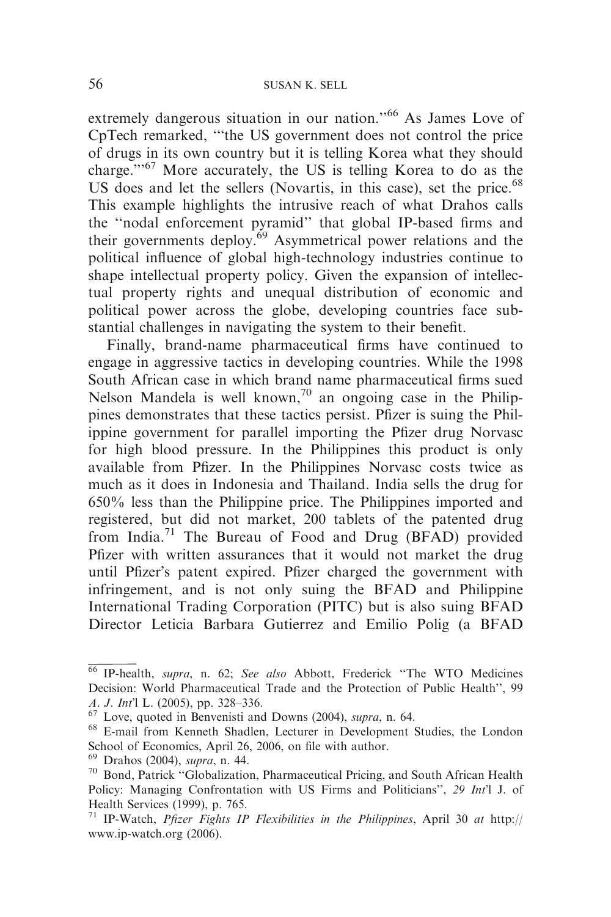extremely dangerous situation in our nation.''[66] As James Love of CpTech remarked, '''the US government does not control the price of drugs in its own country but it is telling Korea what they should charge.'''[67] More accurately, the US is telling Korea to do as the US does and let the sellers (Novartis, in this case), set the price.[68] This example highlights the intrusive reach of what Drahos calls the ''nodal enforcement pyramid'' that global IP-based firms and their governments deploy.[69] Asymmetrical power relations and the political influence of global high-technology industries continue to shape intellectual property policy. Given the expansion of intellectual property rights and unequal distribution of economic and political power across the globe, developing countries face substantial challenges in navigating the system to their benefit.

Finally, brand-name pharmaceutical firms have continued to engage in aggressive tactics in developing countries. While the 1998 South African case in which brand name pharmaceutical firms sued Nelson Mandela is well known,[70] an ongoing case in the Philippines demonstrates that these tactics persist. Pfizer is suing the Philippine government for parallel importing the Pfizer drug Norvasc for high blood pressure. In the Philippines this product is only available from Pfizer. In the Philippines Norvasc costs twice as much as it does in Indonesia and Thailand. India sells the drug for 650% less than the Philippine price. The Philippines imported and registered, but did not market, 200 tablets of the patented drug from India.[71] The Bureau of Food and Drug (BFAD) provided Pfizer with written assurances that it would not market the drug until Pfizer's patent expired. Pfizer charged the government with infringement, and is not only suing the BFAD and Philippine International Trading Corporation (PITC) but is also suing BFAD Director Leticia Barbara Gutierrez and Emilio Polig (a BFAD

---

[66] IP-health, *supra*, n. 62; *See also* Abbott, Frederick ''The WTO Medicines Decision: World Pharmaceutical Trade and the Protection of Public Health'', 99 *A. J. Int'l* L. (2005), pp. 328–336.

[67] Love, quoted in Benvenisti and Downs (2004), *supra*, n. 64.

[68] E-mail from Kenneth Shadlen, Lecturer in Development Studies, the London School of Economics, April 26, 2006, on file with author.

[69] Drahos (2004), *supra*, n. 44.

[70] Bond, Patrick ''Globalization, Pharmaceutical Pricing, and South African Health Policy: Managing Confrontation with US Firms and Politicians'', *29 Int'l* J. of Health Services (1999), p. 765.

[71] IP-Watch, *Pfizer Fights IP Flexibilities in the Philippines*, April 30 *at* http://www.ip-watch.org (2006).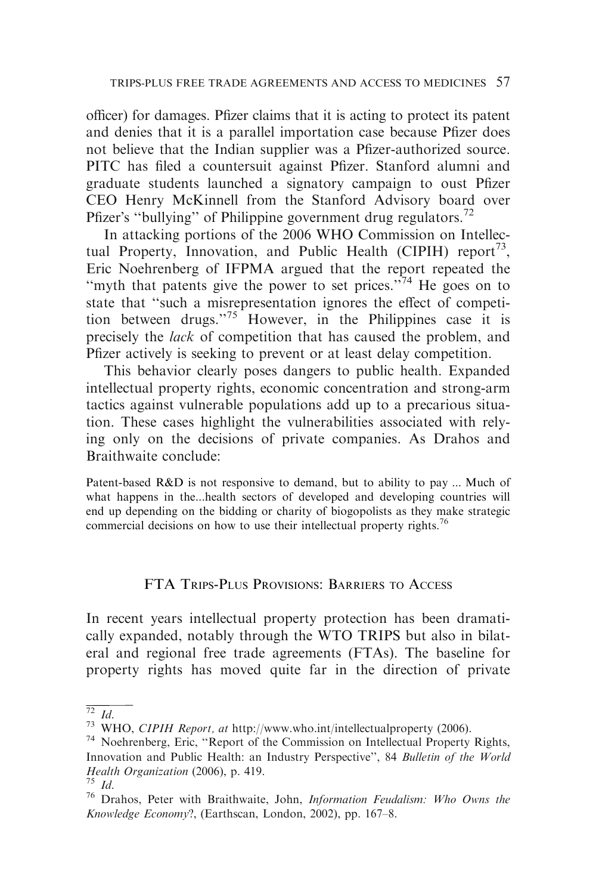officer) for damages. Pfizer claims that it is acting to protect its patent and denies that it is a parallel importation case because Pfizer does not believe that the Indian supplier was a Pfizer-authorized source. PITC has filed a countersuit against Pfizer. Stanford alumni and graduate students launched a signatory campaign to oust Pfizer CEO Henry McKinnell from the Stanford Advisory board over Pfizer's ''bullying'' of Philippine government drug regulators.[72]

In attacking portions of the 2006 WHO Commission on Intellectual Property, Innovation, and Public Health (CIPIH) report[73], Eric Noehrenberg of IFPMA argued that the report repeated the ''myth that patents give the power to set prices.''[74] He goes on to state that ''such a misrepresentation ignores the effect of competition between drugs.''[75] However, in the Philippines case it is precisely the *lack* of competition that has caused the problem, and Pfizer actively is seeking to prevent or at least delay competition.

This behavior clearly poses dangers to public health. Expanded intellectual property rights, economic concentration and strong-arm tactics against vulnerable populations add up to a precarious situation. These cases highlight the vulnerabilities associated with relying only on the decisions of private companies. As Drahos and Braithwaite conclude:

> Patent-based R&D is not responsive to demand, but to ability to pay ... Much of what happens in the...health sectors of developed and developing countries will end up depending on the bidding or charity of biogopolists as they make strategic commercial decisions on how to use their intellectual property rights.[76]

## FTA Trips-Plus Provisions: Barriers to Access

In recent years intellectual property protection has been dramatically expanded, notably through the WTO TRIPS but also in bilateral and regional free trade agreements (FTAs). The baseline for property rights has moved quite far in the direction of private

---

[72] *Id.*

[73] WHO, *CIPIH Report, at* http://www.who.int/intellectualproperty (2006).

[74] Noehrenberg, Eric, ''Report of the Commission on Intellectual Property Rights, Innovation and Public Health: an Industry Perspective'', 84 *Bulletin of the World Health Organization* (2006), p. 419.

[75] *Id.*

[76] Drahos, Peter with Braithwaite, John, *Information Feudalism: Who Owns the Knowledge Economy*?, (Earthscan, London, 2002), pp. 167–8.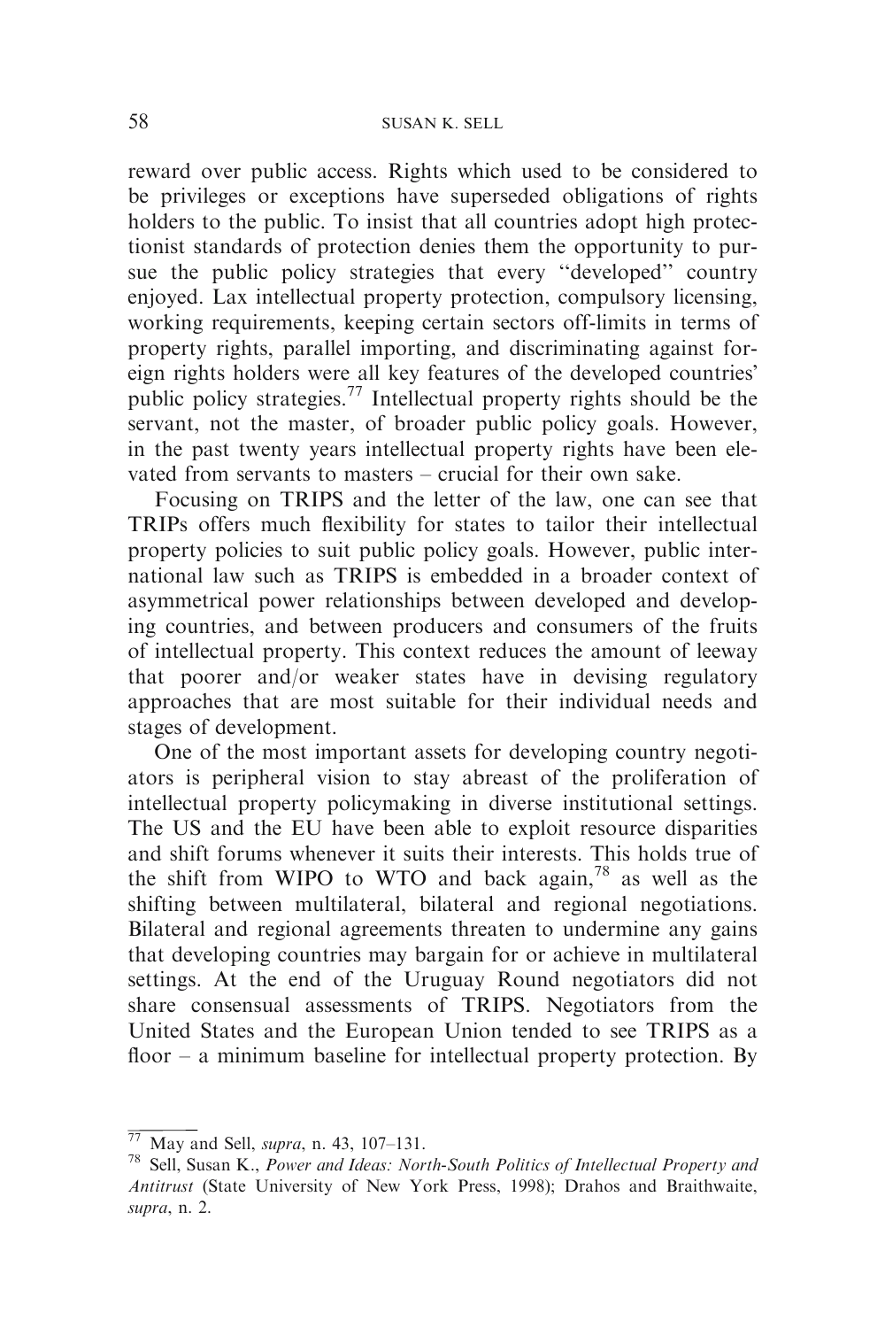reward over public access. Rights which used to be considered to be privileges or exceptions have superseded obligations of rights holders to the public. To insist that all countries adopt high protectionist standards of protection denies them the opportunity to pursue the public policy strategies that every "developed" country enjoyed. Lax intellectual property protection, compulsory licensing, working requirements, keeping certain sectors off-limits in terms of property rights, parallel importing, and discriminating against foreign rights holders were all key features of the developed countries' public policy strategies.[77] Intellectual property rights should be the servant, not the master, of broader public policy goals. However, in the past twenty years intellectual property rights have been elevated from servants to masters – crucial for their own sake.

Focusing on TRIPS and the letter of the law, one can see that TRIPs offers much flexibility for states to tailor their intellectual property policies to suit public policy goals. However, public international law such as TRIPS is embedded in a broader context of asymmetrical power relationships between developed and developing countries, and between producers and consumers of the fruits of intellectual property. This context reduces the amount of leeway that poorer and/or weaker states have in devising regulatory approaches that are most suitable for their individual needs and stages of development.

One of the most important assets for developing country negotiators is peripheral vision to stay abreast of the proliferation of intellectual property policymaking in diverse institutional settings. The US and the EU have been able to exploit resource disparities and shift forums whenever it suits their interests. This holds true of the shift from WIPO to WTO and back again,[78] as well as the shifting between multilateral, bilateral and regional negotiations. Bilateral and regional agreements threaten to undermine any gains that developing countries may bargain for or achieve in multilateral settings. At the end of the Uruguay Round negotiators did not share consensual assessments of TRIPS. Negotiators from the United States and the European Union tended to see TRIPS as a floor – a minimum baseline for intellectual property protection. By

---

[77] May and Sell, *supra*, n. 43, 107–131.

[78] Sell, Susan K., *Power and Ideas: North-South Politics of Intellectual Property and Antitrust* (State University of New York Press, 1998); Drahos and Braithwaite, *supra*, n. 2.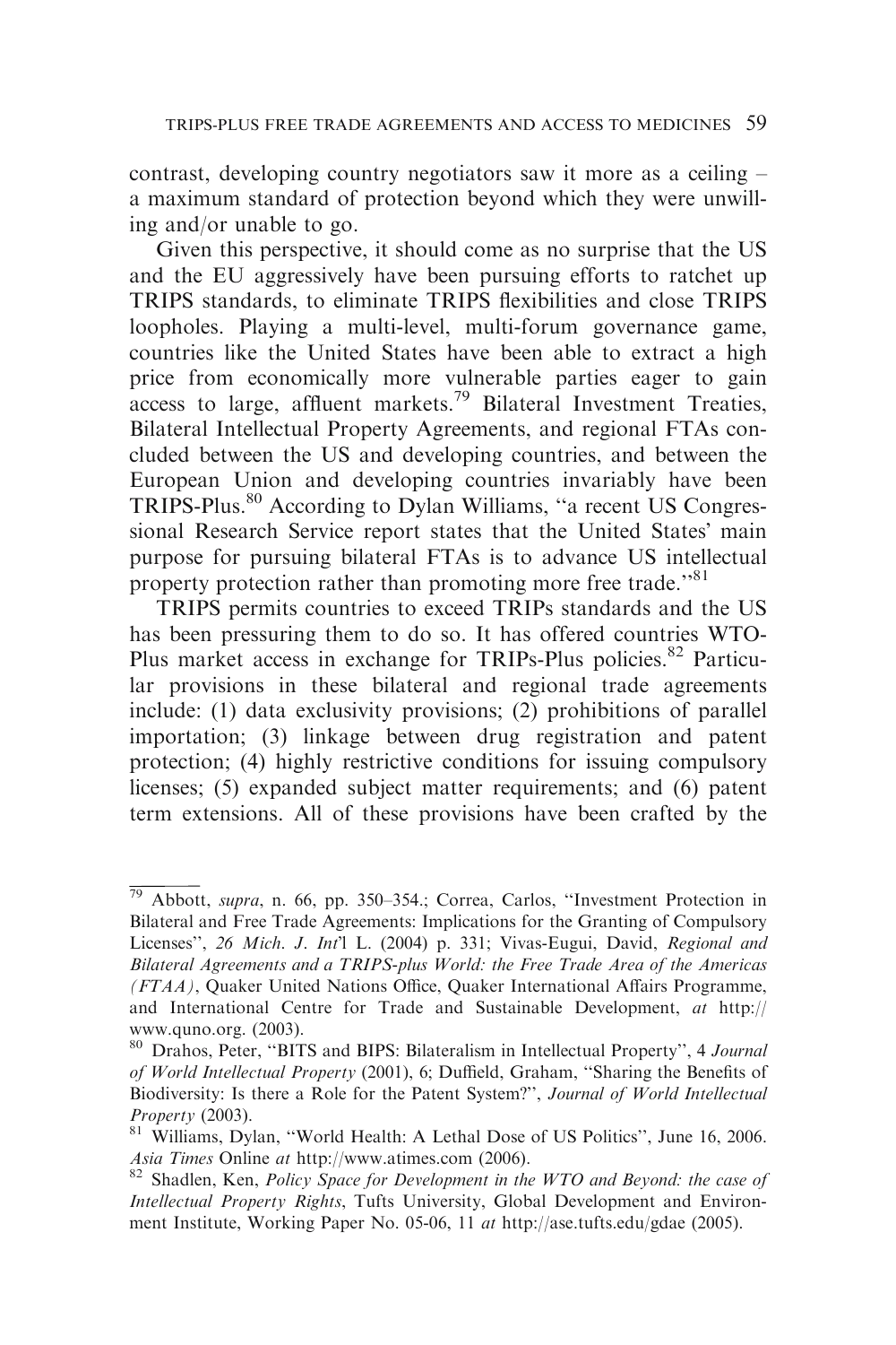contrast, developing country negotiators saw it more as a ceiling – a maximum standard of protection beyond which they were unwilling and/or unable to go.

Given this perspective, it should come as no surprise that the US and the EU aggressively have been pursuing efforts to ratchet up TRIPS standards, to eliminate TRIPS flexibilities and close TRIPS loopholes. Playing a multi-level, multi-forum governance game, countries like the United States have been able to extract a high price from economically more vulnerable parties eager to gain access to large, affluent markets.[79] Bilateral Investment Treaties, Bilateral Intellectual Property Agreements, and regional FTAs concluded between the US and developing countries, and between the European Union and developing countries invariably have been TRIPS-Plus.[80] According to Dylan Williams, "a recent US Congressional Research Service report states that the United States' main purpose for pursuing bilateral FTAs is to advance US intellectual property protection rather than promoting more free trade."[81]

TRIPS permits countries to exceed TRIPs standards and the US has been pressuring them to do so. It has offered countries WTO-Plus market access in exchange for TRIPs-Plus policies.[82] Particular provisions in these bilateral and regional trade agreements include: (1) data exclusivity provisions; (2) prohibitions of parallel importation; (3) linkage between drug registration and patent protection; (4) highly restrictive conditions for issuing compulsory licenses; (5) expanded subject matter requirements; and (6) patent term extensions. All of these provisions have been crafted by the

---

[79] Abbott, *supra*, n. 66, pp. 350–354.; Correa, Carlos, "Investment Protection in Bilateral and Free Trade Agreements: Implications for the Granting of Compulsory Licenses", *26 Mich. J. Int'l L.* (2004) p. 331; Vivas-Eugui, David, *Regional and Bilateral Agreements and a TRIPS-plus World: the Free Trade Area of the Americas (FTAA)*, Quaker United Nations Office, Quaker International Affairs Programme, and International Centre for Trade and Sustainable Development, *at* http://www.quno.org. (2003).

[80] Drahos, Peter, "BITS and BIPS: Bilateralism in Intellectual Property", 4 *Journal of World Intellectual Property* (2001), 6; Duffield, Graham, "Sharing the Benefits of Biodiversity: Is there a Role for the Patent System?", *Journal of World Intellectual Property* (2003).

[81] Williams, Dylan, "World Health: A Lethal Dose of US Politics", June 16, 2006. *Asia Times* Online *at* http://www.atimes.com (2006).

[82] Shadlen, Ken, *Policy Space for Development in the WTO and Beyond: the case of Intellectual Property Rights*, Tufts University, Global Development and Environment Institute, Working Paper No. 05-06, 11 *at* http://ase.tufts.edu/gdae (2005).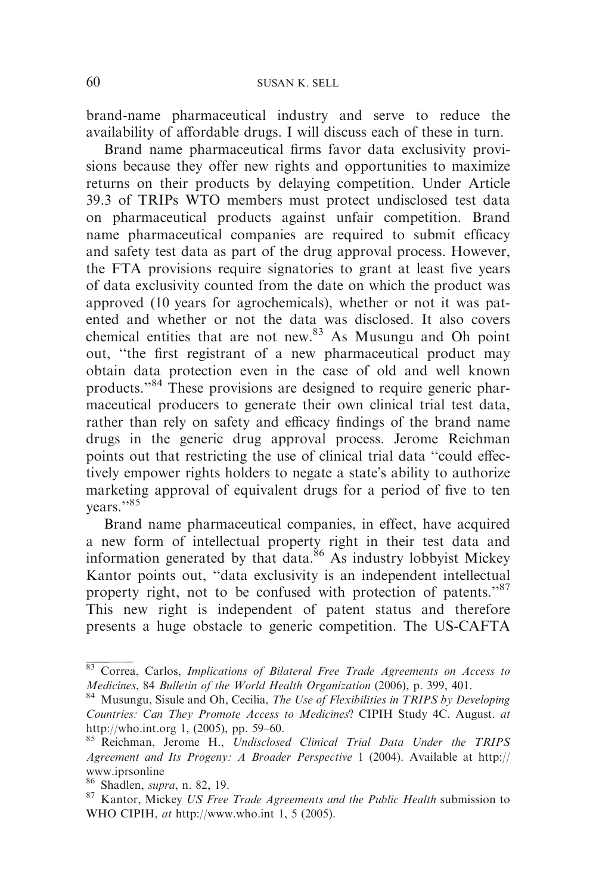brand-name pharmaceutical industry and serve to reduce the availability of affordable drugs. I will discuss each of these in turn.

Brand name pharmaceutical firms favor data exclusivity provisions because they offer new rights and opportunities to maximize returns on their products by delaying competition. Under Article 39.3 of TRIPs WTO members must protect undisclosed test data on pharmaceutical products against unfair competition. Brand name pharmaceutical companies are required to submit efficacy and safety test data as part of the drug approval process. However, the FTA provisions require signatories to grant at least five years of data exclusivity counted from the date on which the product was approved (10 years for agrochemicals), whether or not it was patented and whether or not the data was disclosed. It also covers chemical entities that are not new.[83] As Musungu and Oh point out, "the first registrant of a new pharmaceutical product may obtain data protection even in the case of old and well known products."[84] These provisions are designed to require generic pharmaceutical producers to generate their own clinical trial test data, rather than rely on safety and efficacy findings of the brand name drugs in the generic drug approval process. Jerome Reichman points out that restricting the use of clinical trial data "could effectively empower rights holders to negate a state's ability to authorize marketing approval of equivalent drugs for a period of five to ten years."[85]

Brand name pharmaceutical companies, in effect, have acquired a new form of intellectual property right in their test data and information generated by that data.[86] As industry lobbyist Mickey Kantor points out, "data exclusivity is an independent intellectual property right, not to be confused with protection of patents."[87] This new right is independent of patent status and therefore presents a huge obstacle to generic competition. The US-CAFTA

---

[83] Correa, Carlos, *Implications of Bilateral Free Trade Agreements on Access to Medicines*, 84 *Bulletin of the World Health Organization* (2006), p. 399, 401.

[84] Musungu, Sisule and Oh, Cecilia, *The Use of Flexibilities in TRIPS by Developing Countries: Can They Promote Access to Medicines*? CIPIH Study 4C. August. *at* http://who.int.org 1, (2005), pp. 59–60.

[85] Reichman, Jerome H., *Undisclosed Clinical Trial Data Under the TRIPS Agreement and Its Progeny: A Broader Perspective* 1 (2004). Available at http://www.iprsonline

[86] Shadlen, *supra*, n. 82, 19.

[87] Kantor, Mickey *US Free Trade Agreements and the Public Health* submission to WHO CIPIH, *at* http://www.who.int 1, 5 (2005).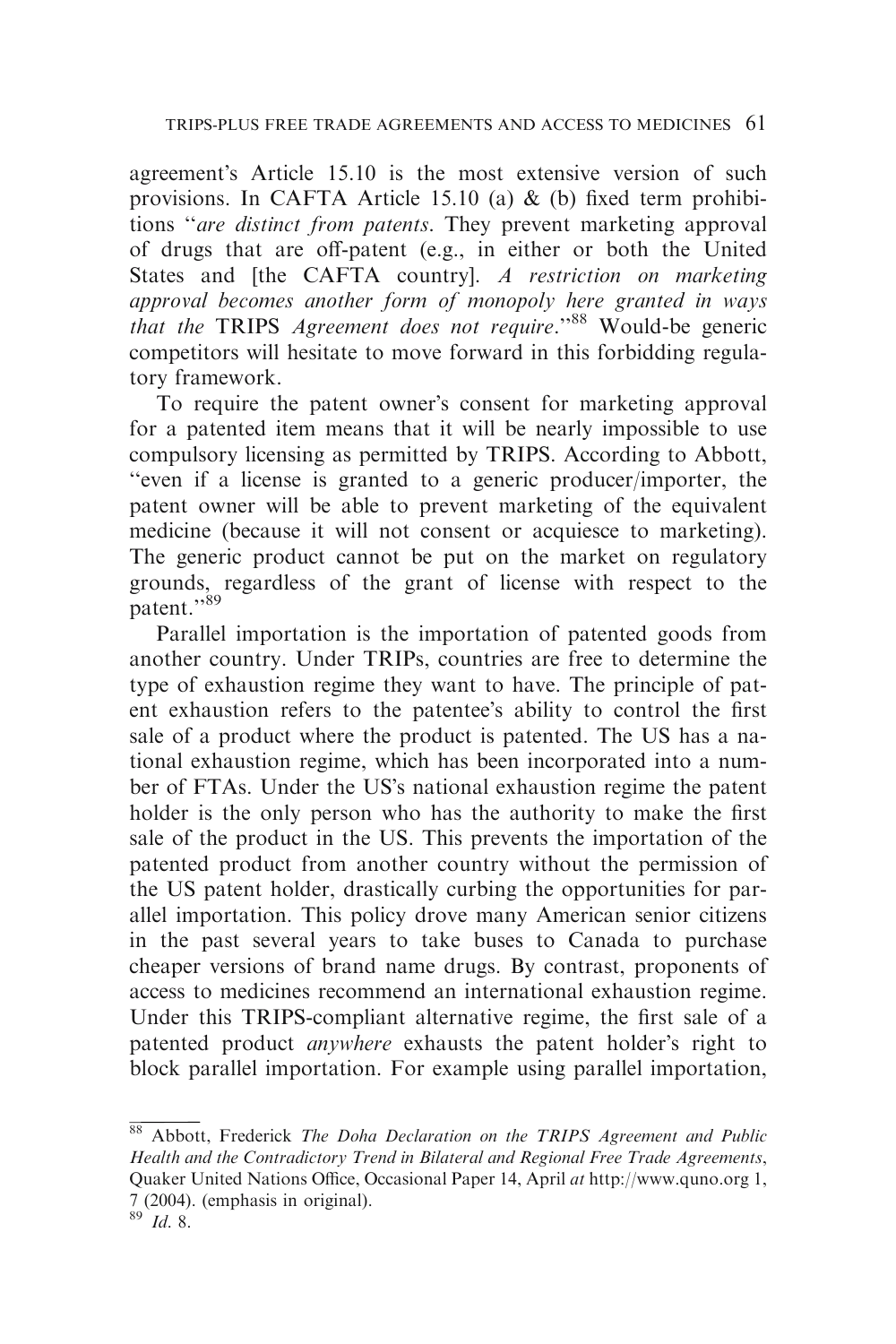agreement's Article 15.10 is the most extensive version of such provisions. In CAFTA Article 15.10 (a) & (b) fixed term prohibitions "*are distinct from patents*. They prevent marketing approval of drugs that are off-patent (e.g., in either or both the United States and [the CAFTA country]. *A restriction on marketing approval becomes another form of monopoly here granted in ways that the* TRIPS *Agreement does not require*."[88] Would-be generic competitors will hesitate to move forward in this forbidding regulatory framework.

To require the patent owner's consent for marketing approval for a patented item means that it will be nearly impossible to use compulsory licensing as permitted by TRIPS. According to Abbott, "even if a license is granted to a generic producer/importer, the patent owner will be able to prevent marketing of the equivalent medicine (because it will not consent or acquiesce to marketing). The generic product cannot be put on the market on regulatory grounds, regardless of the grant of license with respect to the patent."[89]

Parallel importation is the importation of patented goods from another country. Under TRIPs, countries are free to determine the type of exhaustion regime they want to have. The principle of patent exhaustion refers to the patentee's ability to control the first sale of a product where the product is patented. The US has a national exhaustion regime, which has been incorporated into a number of FTAs. Under the US's national exhaustion regime the patent holder is the only person who has the authority to make the first sale of the product in the US. This prevents the importation of the patented product from another country without the permission of the US patent holder, drastically curbing the opportunities for parallel importation. This policy drove many American senior citizens in the past several years to take buses to Canada to purchase cheaper versions of brand name drugs. By contrast, proponents of access to medicines recommend an international exhaustion regime. Under this TRIPS-compliant alternative regime, the first sale of a patented product *anywhere* exhausts the patent holder's right to block parallel importation. For example using parallel importation,

---

[88] Abbott, Frederick *The Doha Declaration on the TRIPS Agreement and Public Health and the Contradictory Trend in Bilateral and Regional Free Trade Agreements*, Quaker United Nations Office, Occasional Paper 14, April *at* http://www.quno.org 1, 7 (2004). (emphasis in original).

[89] *Id.* 8.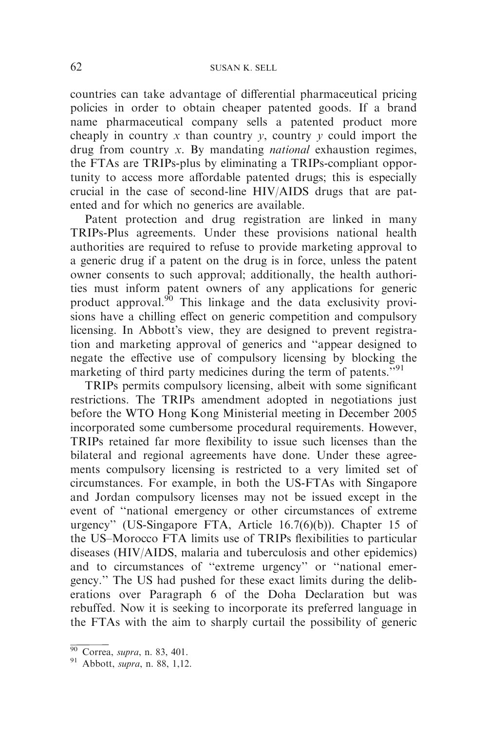countries can take advantage of differential pharmaceutical pricing policies in order to obtain cheaper patented goods. If a brand name pharmaceutical company sells a patented product more cheaply in country $x$ than country $y$, country $y$ could import the drug from country $x$. By mandating *national* exhaustion regimes, the FTAs are TRIPs-plus by eliminating a TRIPs-compliant opportunity to access more affordable patented drugs; this is especially crucial in the case of second-line HIV/AIDS drugs that are patented and for which no generics are available.

Patent protection and drug registration are linked in many TRIPs-Plus agreements. Under these provisions national health authorities are required to refuse to provide marketing approval to a generic drug if a patent on the drug is in force, unless the patent owner consents to such approval; additionally, the health authorities must inform patent owners of any applications for generic product approval.[90] This linkage and the data exclusivity provisions have a chilling effect on generic competition and compulsory licensing. In Abbott's view, they are designed to prevent registration and marketing approval of generics and "appear designed to negate the effective use of compulsory licensing by blocking the marketing of third party medicines during the term of patents."[91]

TRIPs permits compulsory licensing, albeit with some significant restrictions. The TRIPs amendment adopted in negotiations just before the WTO Hong Kong Ministerial meeting in December 2005 incorporated some cumbersome procedural requirements. However, TRIPs retained far more flexibility to issue such licenses than the bilateral and regional agreements have done. Under these agreements compulsory licensing is restricted to a very limited set of circumstances. For example, in both the US-FTAs with Singapore and Jordan compulsory licenses may not be issued except in the event of "national emergency or other circumstances of extreme urgency" (US-Singapore FTA, Article 16.7(6)(b)). Chapter 15 of the US–Morocco FTA limits use of TRIPs flexibilities to particular diseases (HIV/AIDS, malaria and tuberculosis and other epidemics) and to circumstances of "extreme urgency" or "national emergency." The US had pushed for these exact limits during the deliberations over Paragraph 6 of the Doha Declaration but was rebuffed. Now it is seeking to incorporate its preferred language in the FTAs with the aim to sharply curtail the possibility of generic

---

[90] Correa, *supra*, n. 83, 401.

[91] Abbott, *supra*, n. 88, 1,12.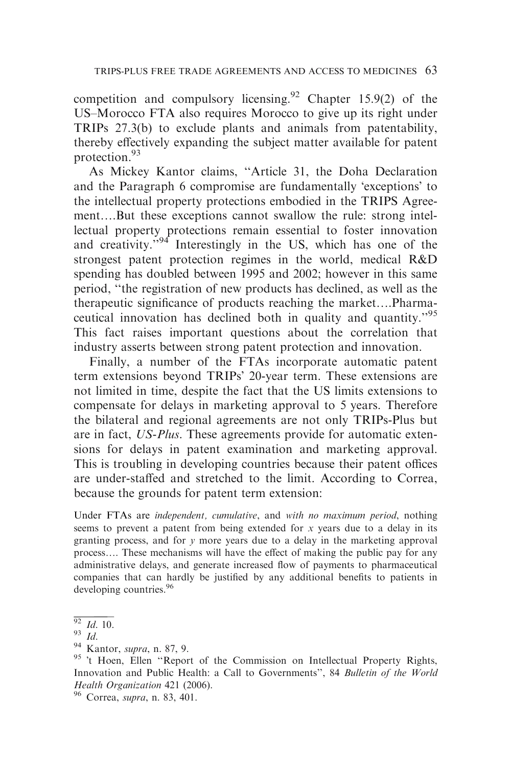competition and compulsory licensing.[92] Chapter 15.9(2) of the US–Morocco FTA also requires Morocco to give up its right under TRIPs 27.3(b) to exclude plants and animals from patentability, thereby effectively expanding the subject matter available for patent protection.[93]

As Mickey Kantor claims, "Article 31, the Doha Declaration and the Paragraph 6 compromise are fundamentally 'exceptions' to the intellectual property protections embodied in the TRIPS Agreement….But these exceptions cannot swallow the rule: strong intellectual property protections remain essential to foster innovation and creativity."[94] Interestingly in the US, which has one of the strongest patent protection regimes in the world, medical R&D spending has doubled between 1995 and 2002; however in this same period, "the registration of new products has declined, as well as the therapeutic significance of products reaching the market….Pharmaceutical innovation has declined both in quality and quantity."[95] This fact raises important questions about the correlation that industry asserts between strong patent protection and innovation.

Finally, a number of the FTAs incorporate automatic patent term extensions beyond TRIPs' 20-year term. These extensions are not limited in time, despite the fact that the US limits extensions to compensate for delays in marketing approval to 5 years. Therefore the bilateral and regional agreements are not only TRIPs-Plus but are in fact, *US-Plus*. These agreements provide for automatic extensions for delays in patent examination and marketing approval. This is troubling in developing countries because their patent offices are under-staffed and stretched to the limit. According to Correa, because the grounds for patent term extension:

> Under FTAs are *independent, cumulative*, and *with no maximum period*, nothing seems to prevent a patent from being extended for *x* years due to a delay in its granting process, and for *y* more years due to a delay in the marketing approval process…. These mechanisms will have the effect of making the public pay for any administrative delays, and generate increased flow of payments to pharmaceutical companies that can hardly be justified by any additional benefits to patients in developing countries.[96]

---

[92] *Id.* 10.

[93] *Id.*

[94] Kantor, *supra*, n. 87, 9.

[95] 't Hoen, Ellen "Report of the Commission on Intellectual Property Rights, Innovation and Public Health: a Call to Governments", 84 *Bulletin of the World Health Organization* 421 (2006).

[96] Correa, *supra*, n. 83, 401.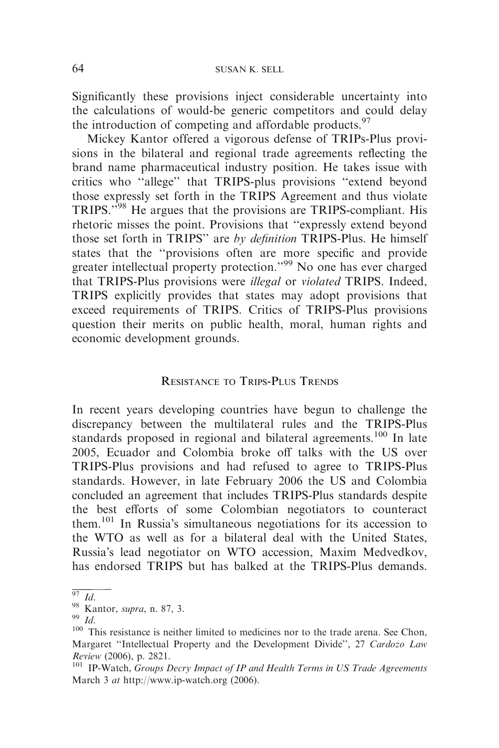Significantly these provisions inject considerable uncertainty into the calculations of would-be generic competitors and could delay the introduction of competing and affordable products.[97]

Mickey Kantor offered a vigorous defense of TRIPs-Plus provisions in the bilateral and regional trade agreements reflecting the brand name pharmaceutical industry position. He takes issue with critics who "allege" that TRIPS-plus provisions "extend beyond those expressly set forth in the TRIPS Agreement and thus violate TRIPS."[98] He argues that the provisions are TRIPS-compliant. His rhetoric misses the point. Provisions that "expressly extend beyond those set forth in TRIPS" are *by definition* TRIPS-Plus. He himself states that the "provisions often are more specific and provide greater intellectual property protection."[99] No one has ever charged that TRIPS-Plus provisions were *illegal* or *violated* TRIPS. Indeed, TRIPS explicitly provides that states may adopt provisions that exceed requirements of TRIPS. Critics of TRIPS-Plus provisions question their merits on public health, moral, human rights and economic development grounds.

## Resistance to Trips-Plus Trends

In recent years developing countries have begun to challenge the discrepancy between the multilateral rules and the TRIPS-Plus standards proposed in regional and bilateral agreements.[100] In late 2005, Ecuador and Colombia broke off talks with the US over TRIPS-Plus provisions and had refused to agree to TRIPS-Plus standards. However, in late February 2006 the US and Colombia concluded an agreement that includes TRIPS-Plus standards despite the best efforts of some Colombian negotiators to counteract them.[101] In Russia's simultaneous negotiations for its accession to the WTO as well as for a bilateral deal with the United States, Russia's lead negotiator on WTO accession, Maxim Medvedkov, has endorsed TRIPS but has balked at the TRIPS-Plus demands.

---

[97] *Id.*

[98] Kantor, *supra*, n. 87, 3.

[99] *Id.*

[100] This resistance is neither limited to medicines nor to the trade arena. See Chon, Margaret "Intellectual Property and the Development Divide", 27 *Cardozo Law Review* (2006), p. 2821.

[101] IP-Watch, *Groups Decry Impact of IP and Health Terms in US Trade Agreements* March 3 *at* http://www.ip-watch.org (2006).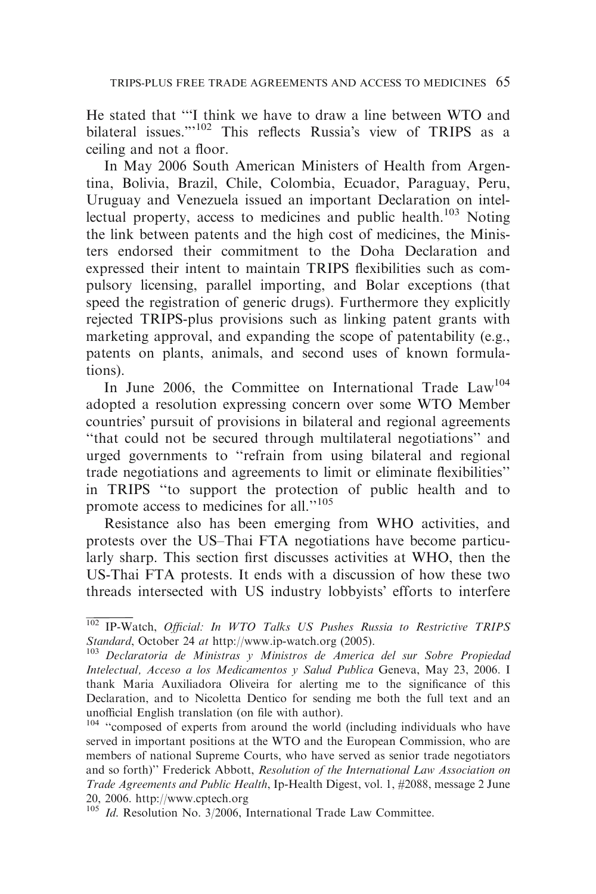He stated that "'I think we have to draw a line between WTO and bilateral issues.'"[102] This reflects Russia's view of TRIPS as a ceiling and not a floor.

In May 2006 South American Ministers of Health from Argentina, Bolivia, Brazil, Chile, Colombia, Ecuador, Paraguay, Peru, Uruguay and Venezuela issued an important Declaration on intellectual property, access to medicines and public health.[103] Noting the link between patents and the high cost of medicines, the Ministers endorsed their commitment to the Doha Declaration and expressed their intent to maintain TRIPS flexibilities such as compulsory licensing, parallel importing, and Bolar exceptions (that speed the registration of generic drugs). Furthermore they explicitly rejected TRIPS-plus provisions such as linking patent grants with marketing approval, and expanding the scope of patentability (e.g., patents on plants, animals, and second uses of known formulations).

In June 2006, the Committee on International Trade Law[104] adopted a resolution expressing concern over some WTO Member countries' pursuit of provisions in bilateral and regional agreements "that could not be secured through multilateral negotiations" and urged governments to "refrain from using bilateral and regional trade negotiations and agreements to limit or eliminate flexibilities" in TRIPS "to support the protection of public health and to promote access to medicines for all."[105]

Resistance also has been emerging from WHO activities, and protests over the US–Thai FTA negotiations have become particularly sharp. This section first discusses activities at WHO, then the US-Thai FTA protests. It ends with a discussion of how these two threads intersected with US industry lobbyists' efforts to interfere

---

[102] IP-Watch, *Official: In WTO Talks US Pushes Russia to Restrictive TRIPS Standard*, October 24 *at* http://www.ip-watch.org (2005).

[103] *Declaratoria de Ministras y Ministros de America del sur Sobre Propiedad Intelectual, Acceso a los Medicamentos y Salud Publica* Geneva, May 23, 2006. I thank Maria Auxiliadora Oliveira for alerting me to the significance of this Declaration, and to Nicoletta Dentico for sending me both the full text and an unofficial English translation (on file with author).

[104] "composed of experts from around the world (including individuals who have served in important positions at the WTO and the European Commission, who are members of national Supreme Courts, who have served as senior trade negotiators and so forth)" Frederick Abbott, *Resolution of the International Law Association on Trade Agreements and Public Health*, Ip-Health Digest, vol. 1, #2088, message 2 June 20, 2006. http://www.cptech.org

[105] *Id.* Resolution No. 3/2006, International Trade Law Committee.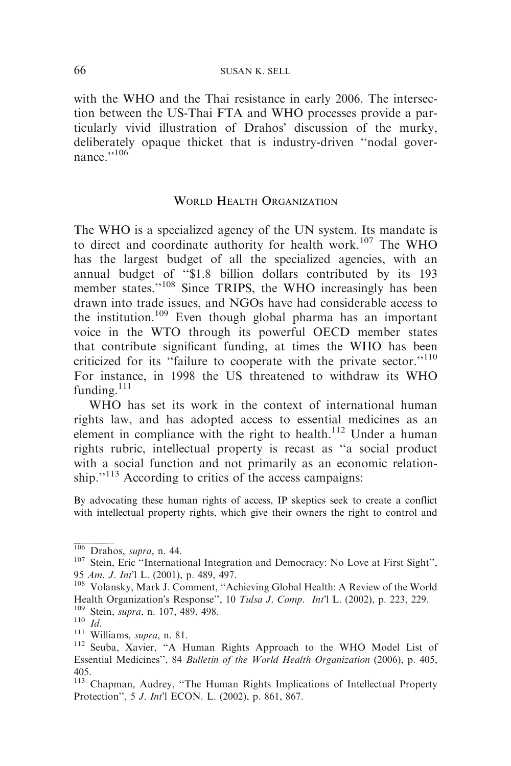with the WHO and the Thai resistance in early 2006. The intersection between the US-Thai FTA and WHO processes provide a particularly vivid illustration of Drahos' discussion of the murky, deliberately opaque thicket that is industry-driven "nodal governance."[106]

## World Health Organization

The WHO is a specialized agency of the UN system. Its mandate is to direct and coordinate authority for health work.[107] The WHO has the largest budget of all the specialized agencies, with an annual budget of "$1.8 billion dollars contributed by its 193 member states."[108] Since TRIPS, the WHO increasingly has been drawn into trade issues, and NGOs have had considerable access to the institution.[109] Even though global pharma has an important voice in the WTO through its powerful OECD member states that contribute significant funding, at times the WHO has been criticized for its "failure to cooperate with the private sector."[110] For instance, in 1998 the US threatened to withdraw its WHO funding.[111]

WHO has set its work in the context of international human rights law, and has adopted access to essential medicines as an element in compliance with the right to health.[112] Under a human rights rubric, intellectual property is recast as "a social product with a social function and not primarily as an economic relationship."[113] According to critics of the access campaigns:

> By advocating these human rights of access, IP skeptics seek to create a conflict with intellectual property rights, which give their owners the right to control and

---

[106] Drahos, *supra*, n. 44.

[107] Stein, Eric "International Integration and Democracy: No Love at First Sight", 95 *Am. J. Int'l* L. (2001), p. 489, 497.

[108] Volansky, Mark J. Comment, "Achieving Global Health: A Review of the World Health Organization's Response", 10 *Tulsa J. Comp. Int'l* L. (2002), p. 223, 229.

[109] Stein, *supra*, n. 107, 489, 498.

[110] *Id.*

[111] Williams, *supra*, n. 81.

[112] Seuba, Xavier, "A Human Rights Approach to the WHO Model List of Essential Medicines", 84 *Bulletin of the World Health Organization* (2006), p. 405, 405.

[113] Chapman, Audrey, "The Human Rights Implications of Intellectual Property Protection", 5 *J. Int'l* ECON. L. (2002), p. 861, 867.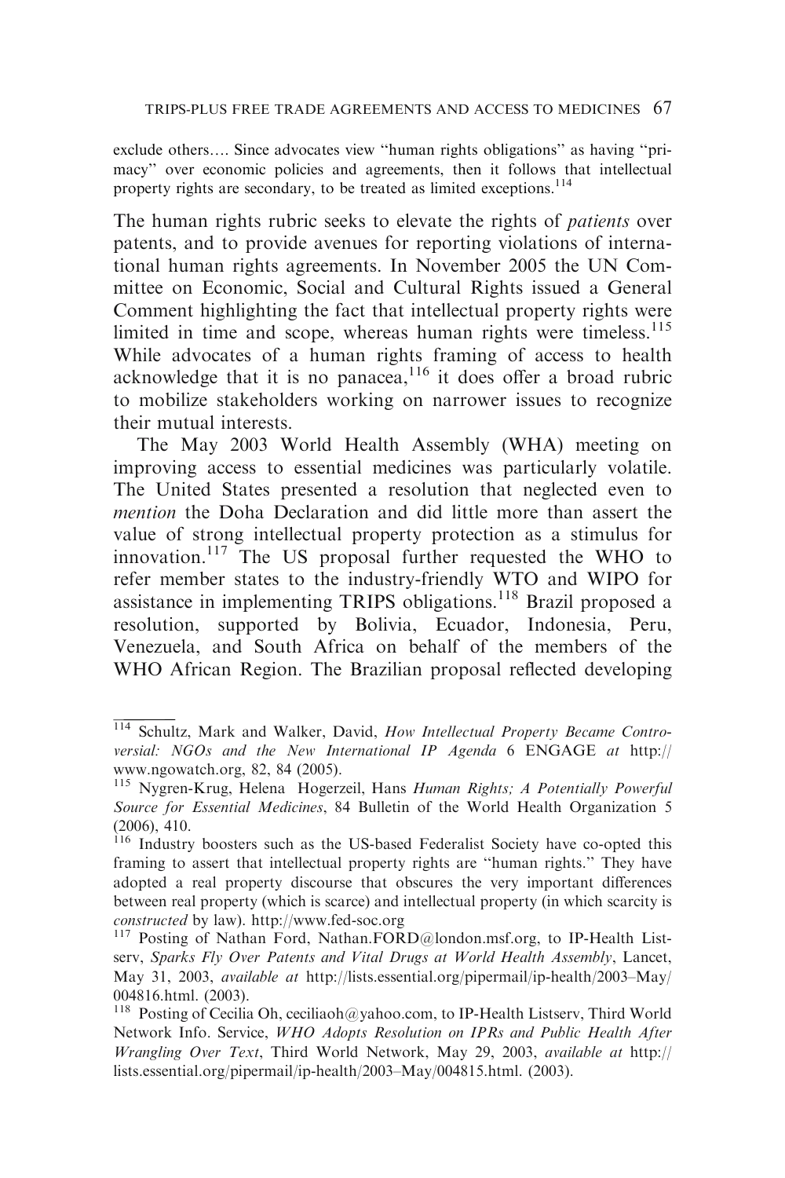exclude others…. Since advocates view "human rights obligations" as having "primacy" over economic policies and agreements, then it follows that intellectual property rights are secondary, to be treated as limited exceptions.[114]

The human rights rubric seeks to elevate the rights of *patients* over patents, and to provide avenues for reporting violations of international human rights agreements. In November 2005 the UN Committee on Economic, Social and Cultural Rights issued a General Comment highlighting the fact that intellectual property rights were limited in time and scope, whereas human rights were timeless.[115] While advocates of a human rights framing of access to health acknowledge that it is no panacea,[116] it does offer a broad rubric to mobilize stakeholders working on narrower issues to recognize their mutual interests.

The May 2003 World Health Assembly (WHA) meeting on improving access to essential medicines was particularly volatile. The United States presented a resolution that neglected even to *mention* the Doha Declaration and did little more than assert the value of strong intellectual property protection as a stimulus for innovation.[117] The US proposal further requested the WHO to refer member states to the industry-friendly WTO and WIPO for assistance in implementing TRIPS obligations.[118] Brazil proposed a resolution, supported by Bolivia, Ecuador, Indonesia, Peru, Venezuela, and South Africa on behalf of the members of the WHO African Region. The Brazilian proposal reflected developing

---

[114] Schultz, Mark and Walker, David, *How Intellectual Property Became Controversial: NGOs and the New International IP Agenda* 6 ENGAGE *at* http://www.ngowatch.org, 82, 84 (2005).

[115] Nygren-Krug, Helena Hogerzeil, Hans *Human Rights; A Potentially Powerful Source for Essential Medicines*, 84 Bulletin of the World Health Organization 5 (2006), 410.

[116] Industry boosters such as the US-based Federalist Society have co-opted this framing to assert that intellectual property rights are "human rights." They have adopted a real property discourse that obscures the very important differences between real property (which is scarce) and intellectual property (in which scarcity is *constructed* by law). http://www.fed-soc.org

[117] Posting of Nathan Ford, Nathan.FORD@london.msf.org, to IP-Health Listserv, *Sparks Fly Over Patents and Vital Drugs at World Health Assembly*, Lancet, May 31, 2003, *available at* http://lists.essential.org/pipermail/ip-health/2003–May/004816.html. (2003).

[118] Posting of Cecilia Oh, ceciliaoh@yahoo.com, to IP-Health Listserv, Third World Network Info. Service, *WHO Adopts Resolution on IPRs and Public Health After Wrangling Over Text*, Third World Network, May 29, 2003, *available at* http://lists.essential.org/pipermail/ip-health/2003–May/004815.html. (2003).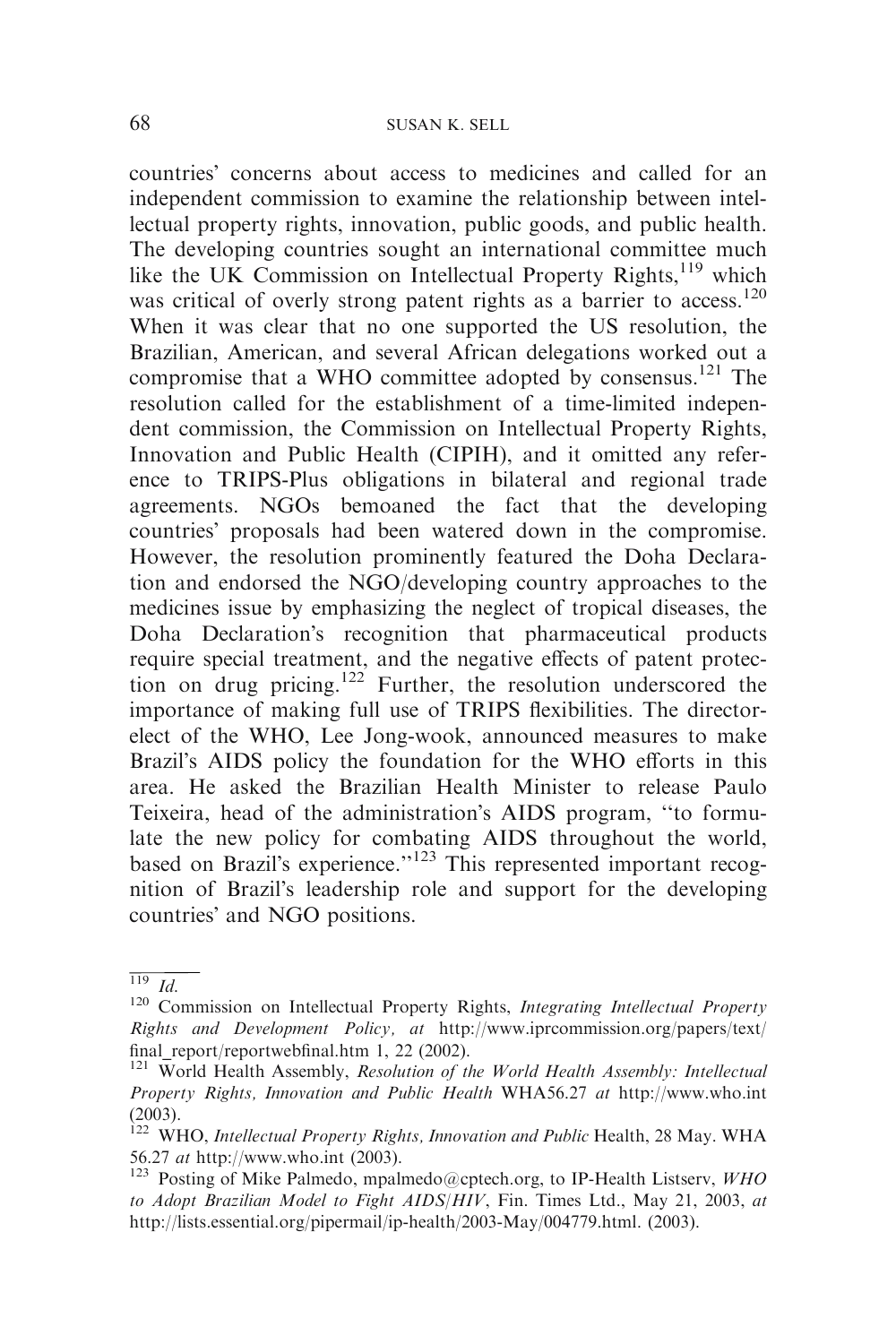countries' concerns about access to medicines and called for an independent commission to examine the relationship between intellectual property rights, innovation, public goods, and public health. The developing countries sought an international committee much like the UK Commission on Intellectual Property Rights,[119] which was critical of overly strong patent rights as a barrier to access.[120] When it was clear that no one supported the US resolution, the Brazilian, American, and several African delegations worked out a compromise that a WHO committee adopted by consensus.[121] The resolution called for the establishment of a time-limited independent commission, the Commission on Intellectual Property Rights, Innovation and Public Health (CIPIH), and it omitted any reference to TRIPS-Plus obligations in bilateral and regional trade agreements. NGOs bemoaned the fact that the developing countries' proposals had been watered down in the compromise. However, the resolution prominently featured the Doha Declaration and endorsed the NGO/developing country approaches to the medicines issue by emphasizing the neglect of tropical diseases, the Doha Declaration's recognition that pharmaceutical products require special treatment, and the negative effects of patent protection on drug pricing.[122] Further, the resolution underscored the importance of making full use of TRIPS flexibilities. The director-elect of the WHO, Lee Jong-wook, announced measures to make Brazil's AIDS policy the foundation for the WHO efforts in this area. He asked the Brazilian Health Minister to release Paulo Teixeira, head of the administration's AIDS program, "to formulate the new policy for combating AIDS throughout the world, based on Brazil's experience."[123] This represented important recognition of Brazil's leadership role and support for the developing countries' and NGO positions.

---

[119] *Id.*

[120] Commission on Intellectual Property Rights, *Integrating Intellectual Property Rights and Development Policy, at* http://www.iprcommission.org/papers/text/final_report/reportwebfinal.htm 1, 22 (2002).

[121] World Health Assembly, *Resolution of the World Health Assembly: Intellectual Property Rights, Innovation and Public Health* WHA56.27 *at* http://www.who.int (2003).

[122] WHO, *Intellectual Property Rights, Innovation and Public* Health, 28 May. WHA 56.27 *at* http://www.who.int (2003).

[123] Posting of Mike Palmedo, mpalmedo@cptech.org, to IP-Health Listserv, *WHO to Adopt Brazilian Model to Fight AIDS/HIV*, Fin. Times Ltd., May 21, 2003, *at* http://lists.essential.org/pipermail/ip-health/2003-May/004779.html. (2003).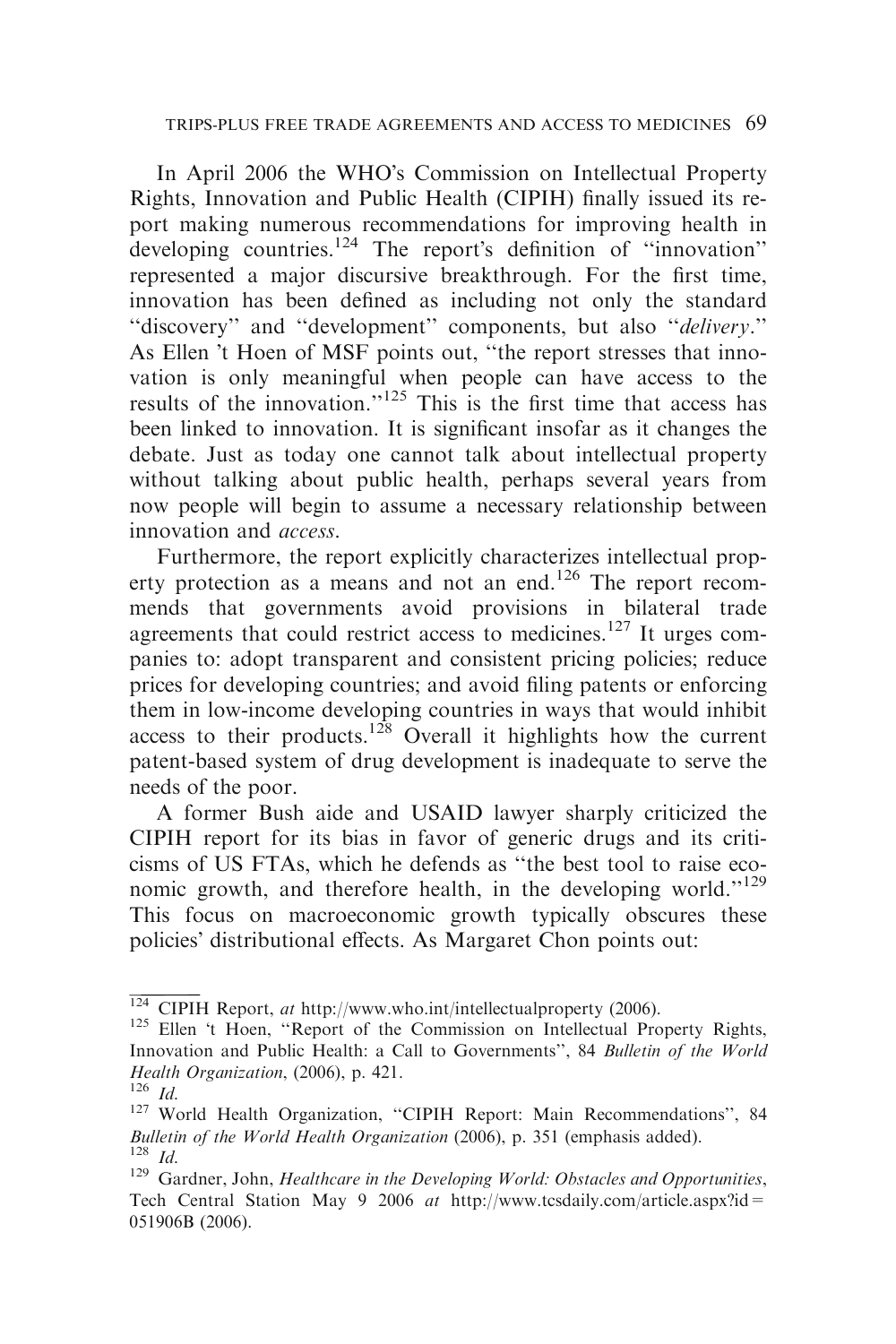In April 2006 the WHO's Commission on Intellectual Property Rights, Innovation and Public Health (CIPIH) finally issued its report making numerous recommendations for improving health in developing countries.[124] The report's definition of "innovation" represented a major discursive breakthrough. For the first time, innovation has been defined as including not only the standard "discovery" and "development" components, but also "*delivery*." As Ellen 't Hoen of MSF points out, "the report stresses that innovation is only meaningful when people can have access to the results of the innovation."[125] This is the first time that access has been linked to innovation. It is significant insofar as it changes the debate. Just as today one cannot talk about intellectual property without talking about public health, perhaps several years from now people will begin to assume a necessary relationship between innovation and *access*.

Furthermore, the report explicitly characterizes intellectual property protection as a means and not an end.[126] The report recommends that governments avoid provisions in bilateral trade agreements that could restrict access to medicines.[127] It urges companies to: adopt transparent and consistent pricing policies; reduce prices for developing countries; and avoid filing patents or enforcing them in low-income developing countries in ways that would inhibit access to their products.[128] Overall it highlights how the current patent-based system of drug development is inadequate to serve the needs of the poor.

A former Bush aide and USAID lawyer sharply criticized the CIPIH report for its bias in favor of generic drugs and its criticisms of US FTAs, which he defends as "the best tool to raise economic growth, and therefore health, in the developing world."[129] This focus on macroeconomic growth typically obscures these policies' distributional effects. As Margaret Chon points out:

---

[124] CIPIH Report, *at* http://www.who.int/intellectualproperty (2006).

[125] Ellen 't Hoen, "Report of the Commission on Intellectual Property Rights, Innovation and Public Health: a Call to Governments", 84 *Bulletin of the World Health Organization*, (2006), p. 421.

[126] *Id.*

[127] World Health Organization, "CIPIH Report: Main Recommendations", 84 *Bulletin of the World Health Organization* (2006), p. 351 (emphasis added).

[128] *Id.*

[129] Gardner, John, *Healthcare in the Developing World: Obstacles and Opportunities*, Tech Central Station May 9 2006 *at* http://www.tcsdaily.com/article.aspx?id=051906B (2006).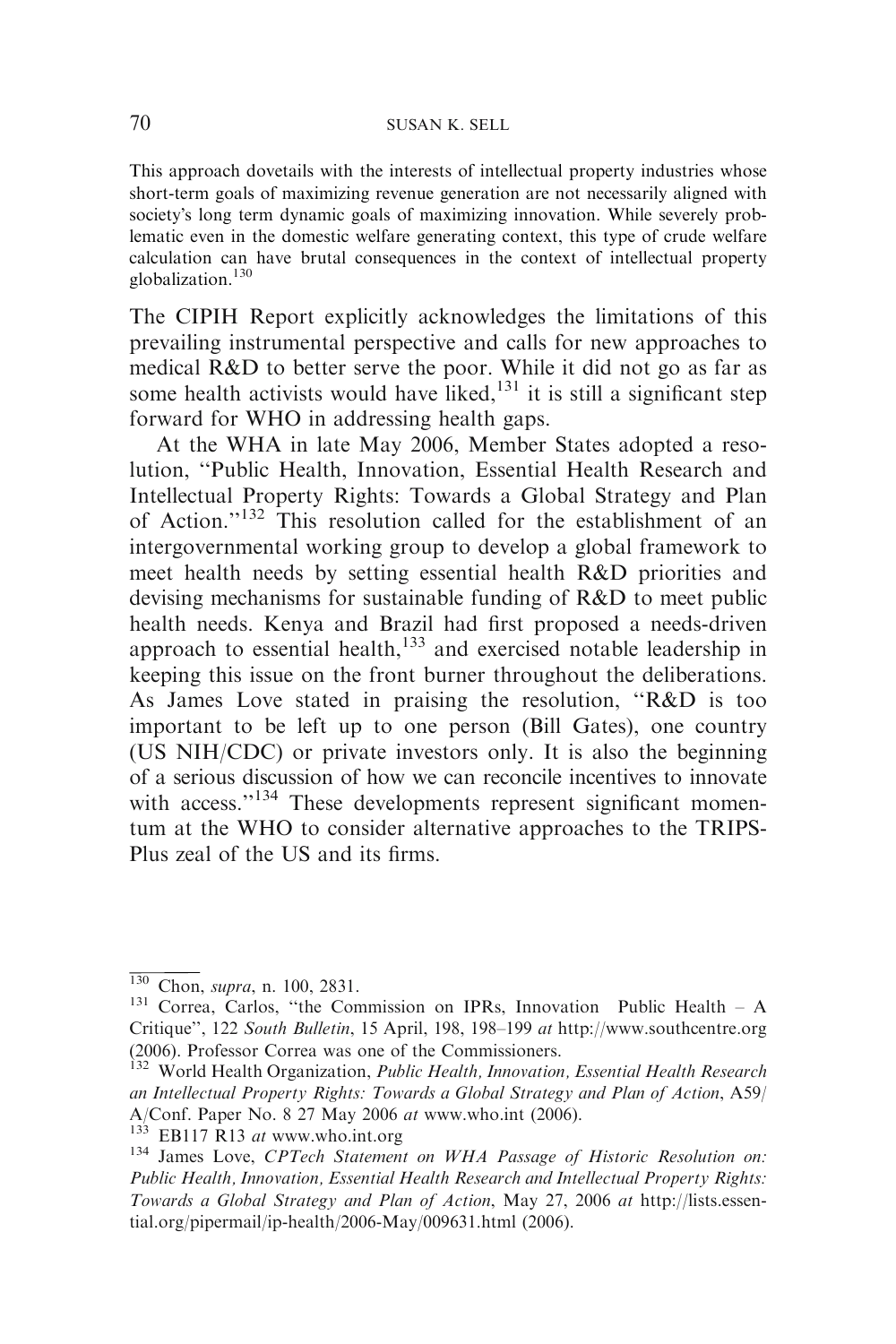This approach dovetails with the interests of intellectual property industries whose short-term goals of maximizing revenue generation are not necessarily aligned with society's long term dynamic goals of maximizing innovation. While severely problematic even in the domestic welfare generating context, this type of crude welfare calculation can have brutal consequences in the context of intellectual property globalization.[130]

The CIPIH Report explicitly acknowledges the limitations of this prevailing instrumental perspective and calls for new approaches to medical R&D to better serve the poor. While it did not go as far as some health activists would have liked,[131] it is still a significant step forward for WHO in addressing health gaps.

At the WHA in late May 2006, Member States adopted a resolution, "Public Health, Innovation, Essential Health Research and Intellectual Property Rights: Towards a Global Strategy and Plan of Action."[132] This resolution called for the establishment of an intergovernmental working group to develop a global framework to meet health needs by setting essential health R&D priorities and devising mechanisms for sustainable funding of R&D to meet public health needs. Kenya and Brazil had first proposed a needs-driven approach to essential health,[133] and exercised notable leadership in keeping this issue on the front burner throughout the deliberations. As James Love stated in praising the resolution, "R&D is too important to be left up to one person (Bill Gates), one country (US NIH/CDC) or private investors only. It is also the beginning of a serious discussion of how we can reconcile incentives to innovate with access."[134] These developments represent significant momentum at the WHO to consider alternative approaches to the TRIPS-Plus zeal of the US and its firms.

---

[130] Chon, *supra*, n. 100, 2831.

[131] Correa, Carlos, "the Commission on IPRs, Innovation Public Health – A Critique", 122 *South Bulletin*, 15 April, 198, 198–199 *at* http://www.southcentre.org (2006). Professor Correa was one of the Commissioners.

[132] World Health Organization, *Public Health, Innovation, Essential Health Research an Intellectual Property Rights: Towards a Global Strategy and Plan of Action*, A59/A/Conf. Paper No. 8 27 May 2006 *at* www.who.int (2006).

[133] EB117 R13 *at* www.who.int.org

[134] James Love, *CPTech Statement on WHA Passage of Historic Resolution on: Public Health, Innovation, Essential Health Research and Intellectual Property Rights: Towards a Global Strategy and Plan of Action*, May 27, 2006 *at* http://lists.essential.org/pipermail/ip-health/2006-May/009631.html (2006).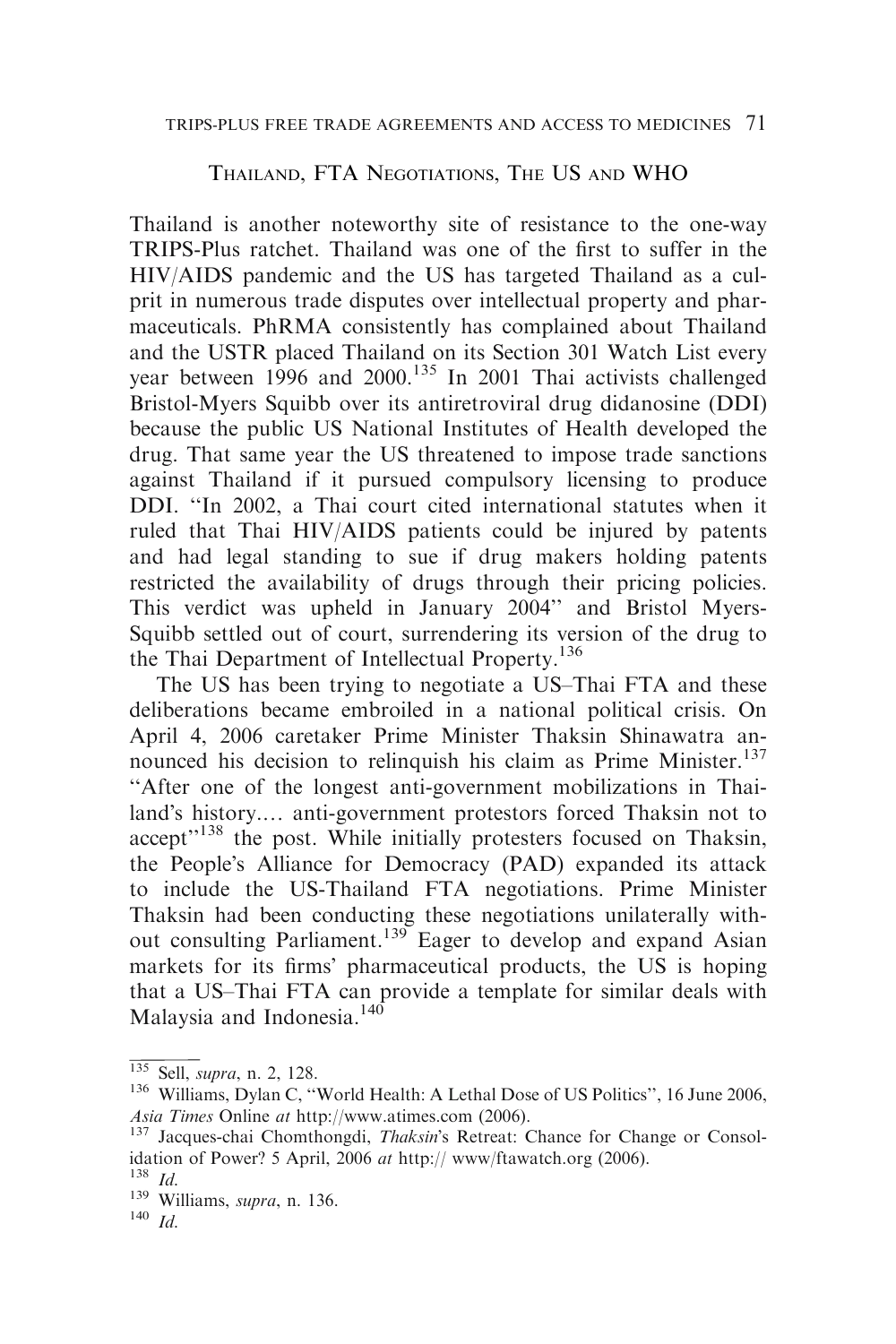## Thailand, FTA Negotiations, The US and WHO

Thailand is another noteworthy site of resistance to the one-way TRIPS-Plus ratchet. Thailand was one of the first to suffer in the HIV/AIDS pandemic and the US has targeted Thailand as a culprit in numerous trade disputes over intellectual property and pharmaceuticals. PhRMA consistently has complained about Thailand and the USTR placed Thailand on its Section 301 Watch List every year between 1996 and 2000.[135] In 2001 Thai activists challenged Bristol-Myers Squibb over its antiretroviral drug didanosine (DDI) because the public US National Institutes of Health developed the drug. That same year the US threatened to impose trade sanctions against Thailand if it pursued compulsory licensing to produce DDI. "In 2002, a Thai court cited international statutes when it ruled that Thai HIV/AIDS patients could be injured by patents and had legal standing to sue if drug makers holding patents restricted the availability of drugs through their pricing policies. This verdict was upheld in January 2004" and Bristol Myers-Squibb settled out of court, surrendering its version of the drug to the Thai Department of Intellectual Property.[136]

The US has been trying to negotiate a US–Thai FTA and these deliberations became embroiled in a national political crisis. On April 4, 2006 caretaker Prime Minister Thaksin Shinawatra announced his decision to relinquish his claim as Prime Minister.[137] "After one of the longest anti-government mobilizations in Thailand's history.... anti-government protestors forced Thaksin not to accept"[138] the post. While initially protesters focused on Thaksin, the People's Alliance for Democracy (PAD) expanded its attack to include the US-Thailand FTA negotiations. Prime Minister Thaksin had been conducting these negotiations unilaterally without consulting Parliament.[139] Eager to develop and expand Asian markets for its firms' pharmaceutical products, the US is hoping that a US–Thai FTA can provide a template for similar deals with Malaysia and Indonesia.[140]

---

[135] Sell, *supra*, n. 2, 128.

[136] Williams, Dylan C, "World Health: A Lethal Dose of US Politics", 16 June 2006, *Asia Times* Online *at* http://www.atimes.com (2006).

[137] Jacques-chai Chomthongdi, *Thaksin*'s Retreat: Chance for Change or Consolidation of Power? 5 April, 2006 *at* http:// www/ftawatch.org (2006).

[138] *Id.*

[139] Williams, *supra*, n. 136.

[140] *Id.*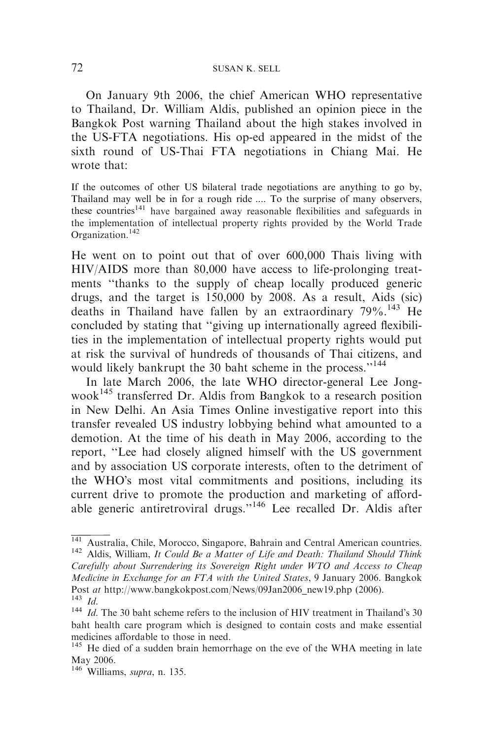On January 9th 2006, the chief American WHO representative to Thailand, Dr. William Aldis, published an opinion piece in the Bangkok Post warning Thailand about the high stakes involved in the US-FTA negotiations. His op-ed appeared in the midst of the sixth round of US-Thai FTA negotiations in Chiang Mai. He wrote that:

> If the outcomes of other US bilateral trade negotiations are anything to go by, Thailand may well be in for a rough ride .... To the surprise of many observers, these countries[141] have bargained away reasonable flexibilities and safeguards in the implementation of intellectual property rights provided by the World Trade Organization.[142]

He went on to point out that of over 600,000 Thais living with HIV/AIDS more than 80,000 have access to life-prolonging treatments "thanks to the supply of cheap locally produced generic drugs, and the target is 150,000 by 2008. As a result, Aids (sic) deaths in Thailand have fallen by an extraordinary 79%.[143] He concluded by stating that "giving up internationally agreed flexibilities in the implementation of intellectual property rights would put at risk the survival of hundreds of thousands of Thai citizens, and would likely bankrupt the 30 baht scheme in the process."[144]

In late March 2006, the late WHO director-general Lee Jong-wook[145] transferred Dr. Aldis from Bangkok to a research position in New Delhi. An Asia Times Online investigative report into this transfer revealed US industry lobbying behind what amounted to a demotion. At the time of his death in May 2006, according to the report, "Lee had closely aligned himself with the US government and by association US corporate interests, often to the detriment of the WHO's most vital commitments and positions, including its current drive to promote the production and marketing of affordable generic antiretroviral drugs."[146] Lee recalled Dr. Aldis after

---

[141] Australia, Chile, Morocco, Singapore, Bahrain and Central American countries.

[142] Aldis, William, *It Could Be a Matter of Life and Death: Thailand Should Think Carefully about Surrendering its Sovereign Right under WTO and Access to Cheap Medicine in Exchange for an FTA with the United States*, 9 January 2006. Bangkok Post *at* http://www.bangkokpost.com/News/09Jan2006_new19.php (2006).

[143] *Id*.

[144] *Id*. The 30 baht scheme refers to the inclusion of HIV treatment in Thailand's 30 baht health care program which is designed to contain costs and make essential medicines affordable to those in need.

[145] He died of a sudden brain hemorrhage on the eve of the WHA meeting in late May 2006.

[146] Williams, *supra*, n. 135.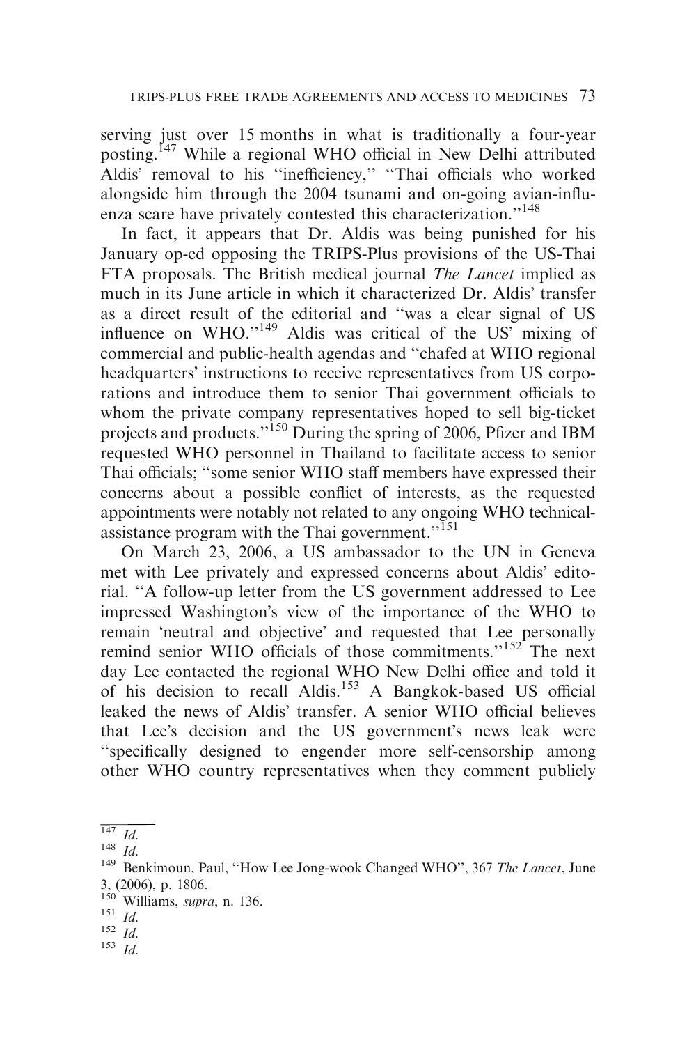serving just over 15 months in what is traditionally a four-year posting.[147] While a regional WHO official in New Delhi attributed Aldis' removal to his ''inefficiency,'' ''Thai officials who worked alongside him through the 2004 tsunami and on-going avian-influenza scare have privately contested this characterization.''[148]

In fact, it appears that Dr. Aldis was being punished for his January op-ed opposing the TRIPS-Plus provisions of the US-Thai FTA proposals. The British medical journal *The Lancet* implied as much in its June article in which it characterized Dr. Aldis' transfer as a direct result of the editorial and ''was a clear signal of US influence on WHO.''[149] Aldis was critical of the US' mixing of commercial and public-health agendas and ''chafed at WHO regional headquarters' instructions to receive representatives from US corporations and introduce them to senior Thai government officials to whom the private company representatives hoped to sell big-ticket projects and products.''[150] During the spring of 2006, Pfizer and IBM requested WHO personnel in Thailand to facilitate access to senior Thai officials; ''some senior WHO staff members have expressed their concerns about a possible conflict of interests, as the requested appointments were notably not related to any ongoing WHO technical-assistance program with the Thai government.''[151]

On March 23, 2006, a US ambassador to the UN in Geneva met with Lee privately and expressed concerns about Aldis' editorial. ''A follow-up letter from the US government addressed to Lee impressed Washington's view of the importance of the WHO to remain 'neutral and objective' and requested that Lee personally remind senior WHO officials of those commitments.''[152] The next day Lee contacted the regional WHO New Delhi office and told it of his decision to recall Aldis.[153] A Bangkok-based US official leaked the news of Aldis' transfer. A senior WHO official believes that Lee's decision and the US government's news leak were ''specifically designed to engender more self-censorship among other WHO country representatives when they comment publicly

---

[147] *Id.*

[148] *Id.*

[149] Benkimoun, Paul, ''How Lee Jong-wook Changed WHO'', 367 *The Lancet*, June 3, (2006), p. 1806.

[150] Williams, *supra*, n. 136.

[151] *Id.*

[152] *Id.*

[153] *Id.*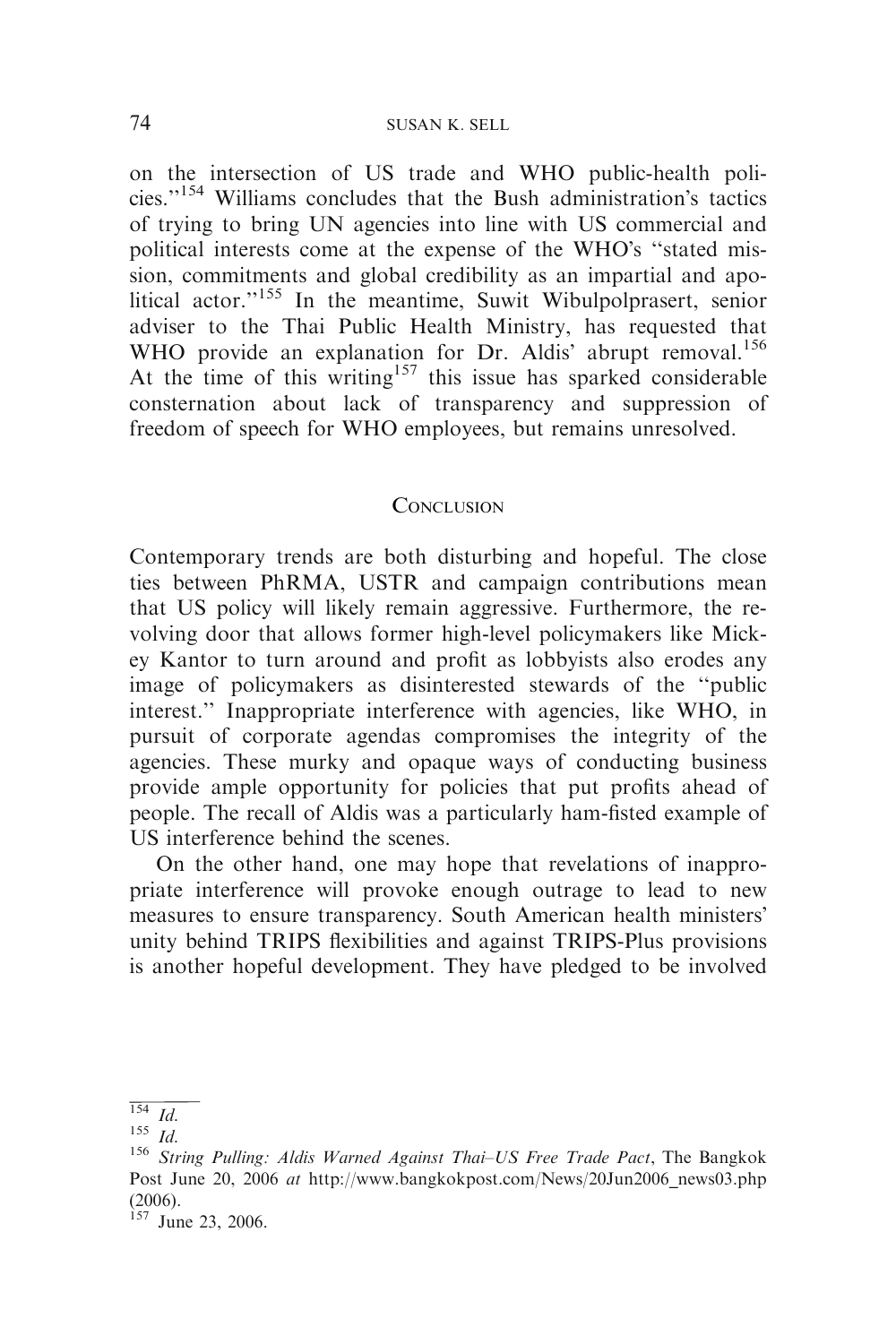on the intersection of US trade and WHO public-health policies."[154] Williams concludes that the Bush administration's tactics of trying to bring UN agencies into line with US commercial and political interests come at the expense of the WHO's "stated mission, commitments and global credibility as an impartial and apolitical actor."[155] In the meantime, Suwit Wibulpolprasert, senior adviser to the Thai Public Health Ministry, has requested that WHO provide an explanation for Dr. Aldis' abrupt removal.[156] At the time of this writing[157] this issue has sparked considerable consternation about lack of transparency and suppression of freedom of speech for WHO employees, but remains unresolved.

## Conclusion

Contemporary trends are both disturbing and hopeful. The close ties between PhRMA, USTR and campaign contributions mean that US policy will likely remain aggressive. Furthermore, the revolving door that allows former high-level policymakers like Mickey Kantor to turn around and profit as lobbyists also erodes any image of policymakers as disinterested stewards of the "public interest." Inappropriate interference with agencies, like WHO, in pursuit of corporate agendas compromises the integrity of the agencies. These murky and opaque ways of conducting business provide ample opportunity for policies that put profits ahead of people. The recall of Aldis was a particularly ham-fisted example of US interference behind the scenes.

On the other hand, one may hope that revelations of inappropriate interference will provoke enough outrage to lead to new measures to ensure transparency. South American health ministers' unity behind TRIPS flexibilities and against TRIPS-Plus provisions is another hopeful development. They have pledged to be involved

---

[154] *Id.*

[155] *Id.*

[156] *String Pulling: Aldis Warned Against Thai–US Free Trade Pact*, The Bangkok Post June 20, 2006 *at* http://www.bangkokpost.com/News/20Jun2006_news03.php (2006).

[157] June 23, 2006.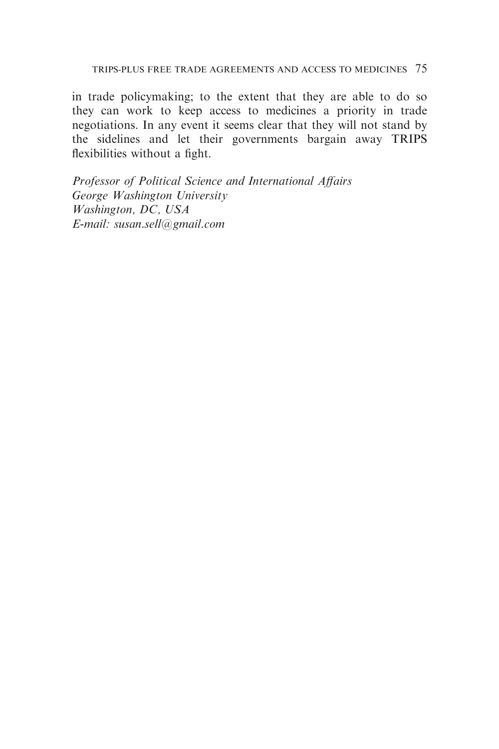in trade policymaking; to the extent that they are able to do so they can work to keep access to medicines a priority in trade negotiations. In any event it seems clear that they will not stand by the sidelines and let their governments bargain away TRIPS flexibilities without a fight.

*Professor of Political Science and International Affairs*
*George Washington University*
*Washington, DC, USA*
*E-mail: susan.sell@gmail.com*